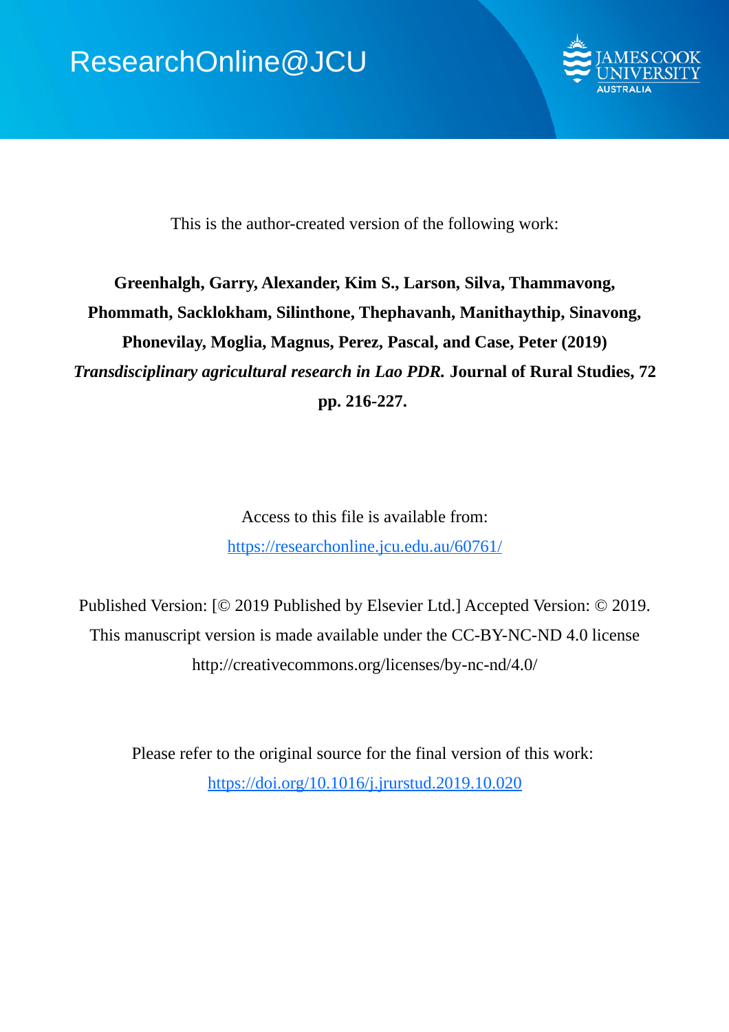ResearchOnline@JCU

This is the author-created version of the following work:

**Greenhalgh, Garry, Alexander, Kim S., Larson, Silva, Thammavong, Phommath, Sacklokham, Silinthone, Thephavanh, Manithaythip, Sinavong, Phonevilay, Moglia, Magnus, Perez, Pascal, and Case, Peter (2019)** ***Transdisciplinary agricultural research in Lao PDR.*** **Journal of Rural Studies, 72 pp. 216-227.**

Access to this file is available from:

https://researchonline.jcu.edu.au/60761/

Published Version: [© 2019 Published by Elsevier Ltd.] Accepted Version: © 2019. This manuscript version is made available under the CC-BY-NC-ND 4.0 license http://creativecommons.org/licenses/by-nc-nd/4.0/

Please refer to the original source for the final version of this work:

https://doi.org/10.1016/j.jrurstud.2019.10.020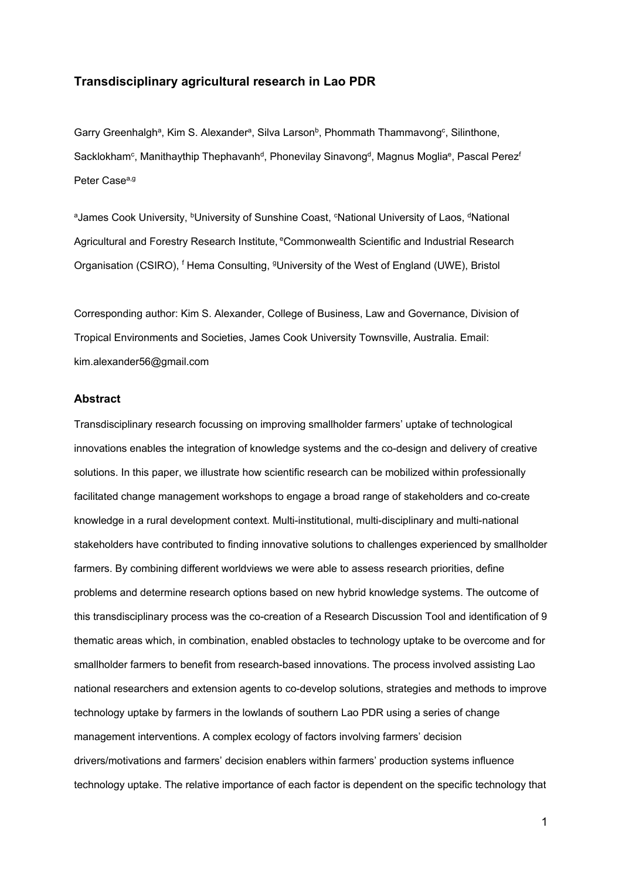## Transdisciplinary agricultural research in Lao PDR

Garry Greenhalgh[a], Kim S. Alexander[a], Silva Larson[b], Phommath Thammavong[c], Silinthone, Sacklokham[c], Manithaythip Thephavanh[d], Phonevilay Sinavong[d], Magnus Moglia[e], Pascal Perez[f] Peter Case[a,g]

[a]James Cook University, [b]University of Sunshine Coast, [c]National University of Laos, [d]National Agricultural and Forestry Research Institute, [e]Commonwealth Scientific and Industrial Research Organisation (CSIRO), [f] Hema Consulting, [g]University of the West of England (UWE), Bristol

Corresponding author: Kim S. Alexander, College of Business, Law and Governance, Division of Tropical Environments and Societies, James Cook University Townsville, Australia. Email: kim.alexander56@gmail.com

### Abstract

Transdisciplinary research focussing on improving smallholder farmers' uptake of technological innovations enables the integration of knowledge systems and the co-design and delivery of creative solutions. In this paper, we illustrate how scientific research can be mobilized within professionally facilitated change management workshops to engage a broad range of stakeholders and co-create knowledge in a rural development context. Multi-institutional, multi-disciplinary and multi-national stakeholders have contributed to finding innovative solutions to challenges experienced by smallholder farmers. By combining different worldviews we were able to assess research priorities, define problems and determine research options based on new hybrid knowledge systems. The outcome of this transdisciplinary process was the co-creation of a Research Discussion Tool and identification of 9 thematic areas which, in combination, enabled obstacles to technology uptake to be overcome and for smallholder farmers to benefit from research-based innovations. The process involved assisting Lao national researchers and extension agents to co-develop solutions, strategies and methods to improve technology uptake by farmers in the lowlands of southern Lao PDR using a series of change management interventions. A complex ecology of factors involving farmers' decision drivers/motivations and farmers' decision enablers within farmers' production systems influence technology uptake. The relative importance of each factor is dependent on the specific technology that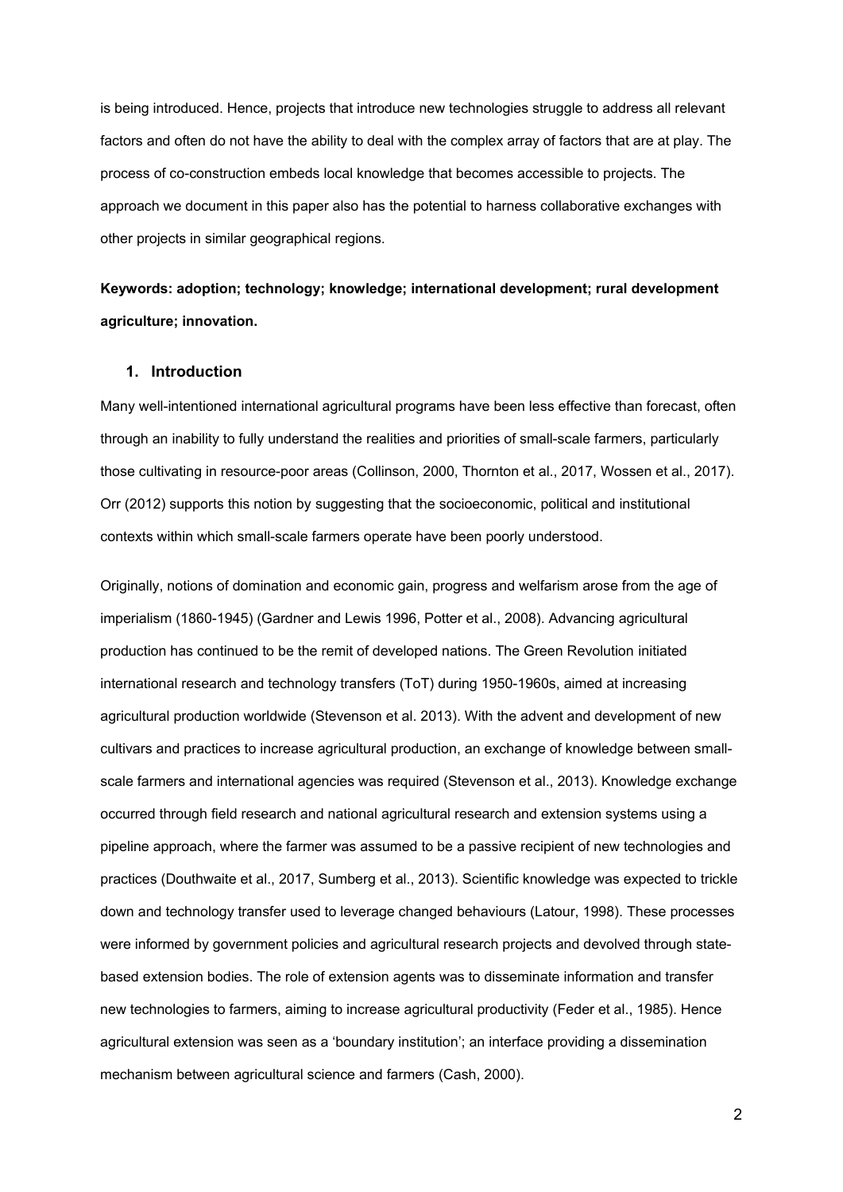is being introduced. Hence, projects that introduce new technologies struggle to address all relevant factors and often do not have the ability to deal with the complex array of factors that are at play. The process of co-construction embeds local knowledge that becomes accessible to projects. The approach we document in this paper also has the potential to harness collaborative exchanges with other projects in similar geographical regions.

**Keywords: adoption; technology; knowledge; international development; rural development agriculture; innovation.**

## 1. Introduction

Many well-intentioned international agricultural programs have been less effective than forecast, often through an inability to fully understand the realities and priorities of small-scale farmers, particularly those cultivating in resource-poor areas (Collinson, 2000, Thornton et al., 2017, Wossen et al., 2017). Orr (2012) supports this notion by suggesting that the socioeconomic, political and institutional contexts within which small-scale farmers operate have been poorly understood.

Originally, notions of domination and economic gain, progress and welfarism arose from the age of imperialism (1860-1945) (Gardner and Lewis 1996, Potter et al., 2008). Advancing agricultural production has continued to be the remit of developed nations. The Green Revolution initiated international research and technology transfers (ToT) during 1950-1960s, aimed at increasing agricultural production worldwide (Stevenson et al. 2013). With the advent and development of new cultivars and practices to increase agricultural production, an exchange of knowledge between small-scale farmers and international agencies was required (Stevenson et al., 2013). Knowledge exchange occurred through field research and national agricultural research and extension systems using a pipeline approach, where the farmer was assumed to be a passive recipient of new technologies and practices (Douthwaite et al., 2017, Sumberg et al., 2013). Scientific knowledge was expected to trickle down and technology transfer used to leverage changed behaviours (Latour, 1998). These processes were informed by government policies and agricultural research projects and devolved through state-based extension bodies. The role of extension agents was to disseminate information and transfer new technologies to farmers, aiming to increase agricultural productivity (Feder et al., 1985). Hence agricultural extension was seen as a 'boundary institution'; an interface providing a dissemination mechanism between agricultural science and farmers (Cash, 2000).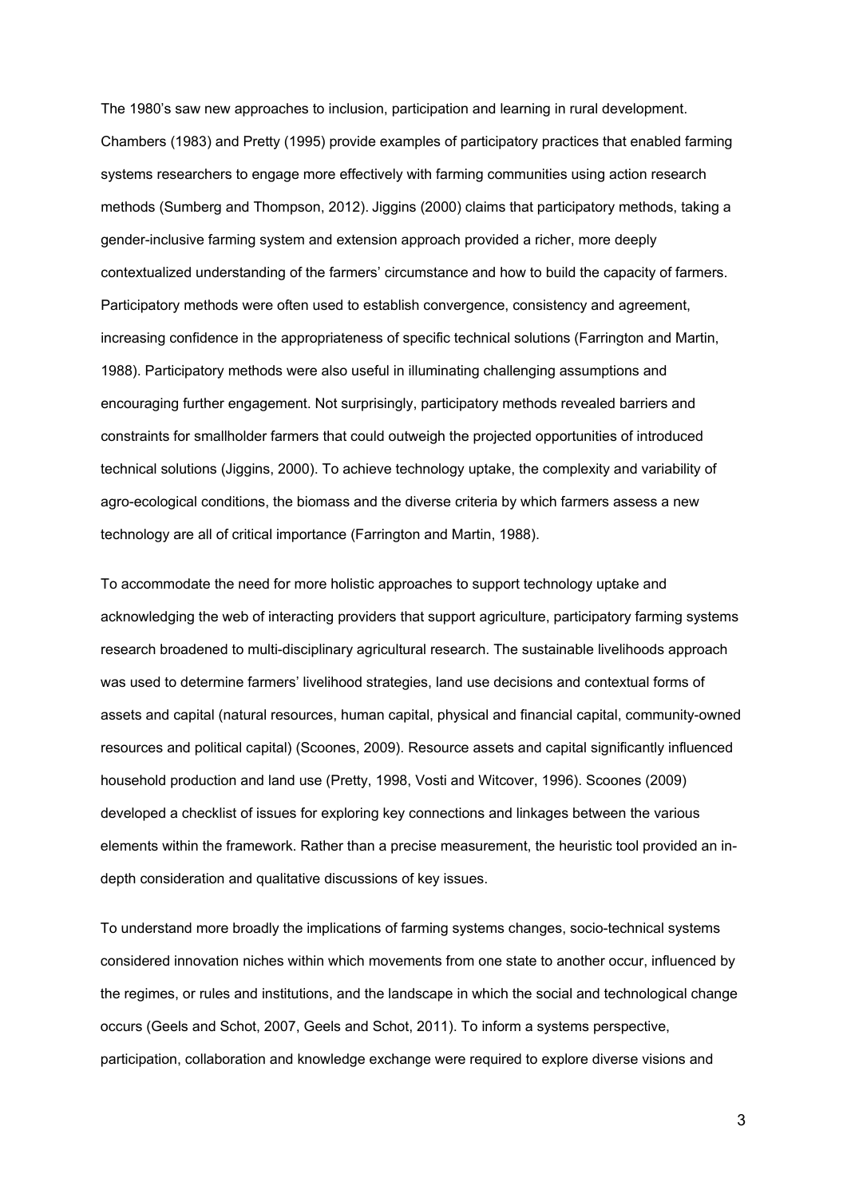The 1980's saw new approaches to inclusion, participation and learning in rural development. Chambers (1983) and Pretty (1995) provide examples of participatory practices that enabled farming systems researchers to engage more effectively with farming communities using action research methods (Sumberg and Thompson, 2012). Jiggins (2000) claims that participatory methods, taking a gender-inclusive farming system and extension approach provided a richer, more deeply contextualized understanding of the farmers' circumstance and how to build the capacity of farmers. Participatory methods were often used to establish convergence, consistency and agreement, increasing confidence in the appropriateness of specific technical solutions (Farrington and Martin, 1988). Participatory methods were also useful in illuminating challenging assumptions and encouraging further engagement. Not surprisingly, participatory methods revealed barriers and constraints for smallholder farmers that could outweigh the projected opportunities of introduced technical solutions (Jiggins, 2000). To achieve technology uptake, the complexity and variability of agro-ecological conditions, the biomass and the diverse criteria by which farmers assess a new technology are all of critical importance (Farrington and Martin, 1988).

To accommodate the need for more holistic approaches to support technology uptake and acknowledging the web of interacting providers that support agriculture, participatory farming systems research broadened to multi-disciplinary agricultural research. The sustainable livelihoods approach was used to determine farmers' livelihood strategies, land use decisions and contextual forms of assets and capital (natural resources, human capital, physical and financial capital, community-owned resources and political capital) (Scoones, 2009). Resource assets and capital significantly influenced household production and land use (Pretty, 1998, Vosti and Witcover, 1996). Scoones (2009) developed a checklist of issues for exploring key connections and linkages between the various elements within the framework. Rather than a precise measurement, the heuristic tool provided an in-depth consideration and qualitative discussions of key issues.

To understand more broadly the implications of farming systems changes, socio-technical systems considered innovation niches within which movements from one state to another occur, influenced by the regimes, or rules and institutions, and the landscape in which the social and technological change occurs (Geels and Schot, 2007, Geels and Schot, 2011). To inform a systems perspective, participation, collaboration and knowledge exchange were required to explore diverse visions and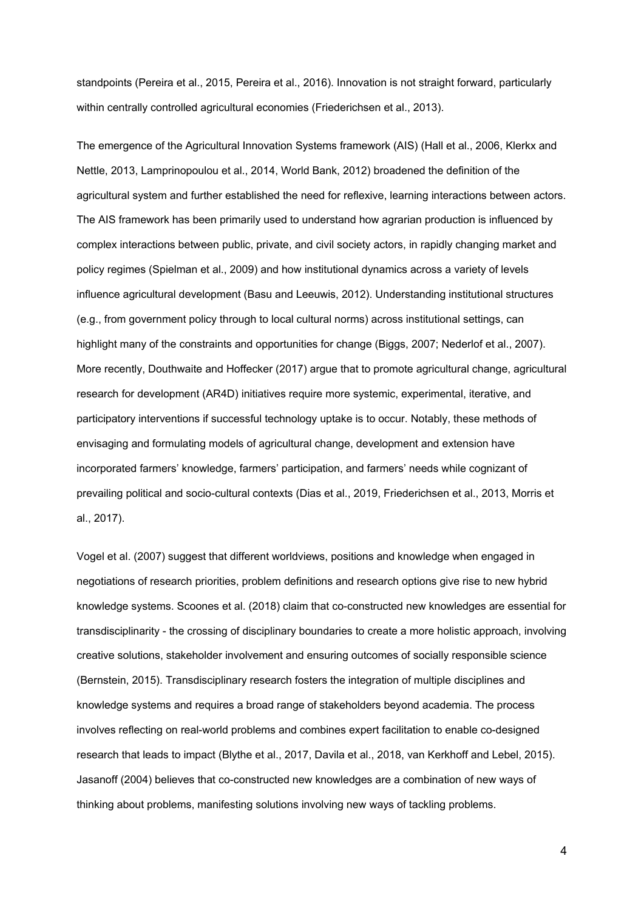standpoints (Pereira et al., 2015, Pereira et al., 2016). Innovation is not straight forward, particularly within centrally controlled agricultural economies (Friederichsen et al., 2013).

The emergence of the Agricultural Innovation Systems framework (AIS) (Hall et al., 2006, Klerkx and Nettle, 2013, Lamprinopoulou et al., 2014, World Bank, 2012) broadened the definition of the agricultural system and further established the need for reflexive, learning interactions between actors. The AIS framework has been primarily used to understand how agrarian production is influenced by complex interactions between public, private, and civil society actors, in rapidly changing market and policy regimes (Spielman et al., 2009) and how institutional dynamics across a variety of levels influence agricultural development (Basu and Leeuwis, 2012). Understanding institutional structures (e.g., from government policy through to local cultural norms) across institutional settings, can highlight many of the constraints and opportunities for change (Biggs, 2007; Nederlof et al., 2007). More recently, Douthwaite and Hoffecker (2017) argue that to promote agricultural change, agricultural research for development (AR4D) initiatives require more systemic, experimental, iterative, and participatory interventions if successful technology uptake is to occur. Notably, these methods of envisaging and formulating models of agricultural change, development and extension have incorporated farmers' knowledge, farmers' participation, and farmers' needs while cognizant of prevailing political and socio-cultural contexts (Dias et al., 2019, Friederichsen et al., 2013, Morris et al., 2017).

Vogel et al. (2007) suggest that different worldviews, positions and knowledge when engaged in negotiations of research priorities, problem definitions and research options give rise to new hybrid knowledge systems. Scoones et al. (2018) claim that co-constructed new knowledges are essential for transdisciplinarity - the crossing of disciplinary boundaries to create a more holistic approach, involving creative solutions, stakeholder involvement and ensuring outcomes of socially responsible science (Bernstein, 2015). Transdisciplinary research fosters the integration of multiple disciplines and knowledge systems and requires a broad range of stakeholders beyond academia. The process involves reflecting on real-world problems and combines expert facilitation to enable co-designed research that leads to impact (Blythe et al., 2017, Davila et al., 2018, van Kerkhoff and Lebel, 2015). Jasanoff (2004) believes that co-constructed new knowledges are a combination of new ways of thinking about problems, manifesting solutions involving new ways of tackling problems.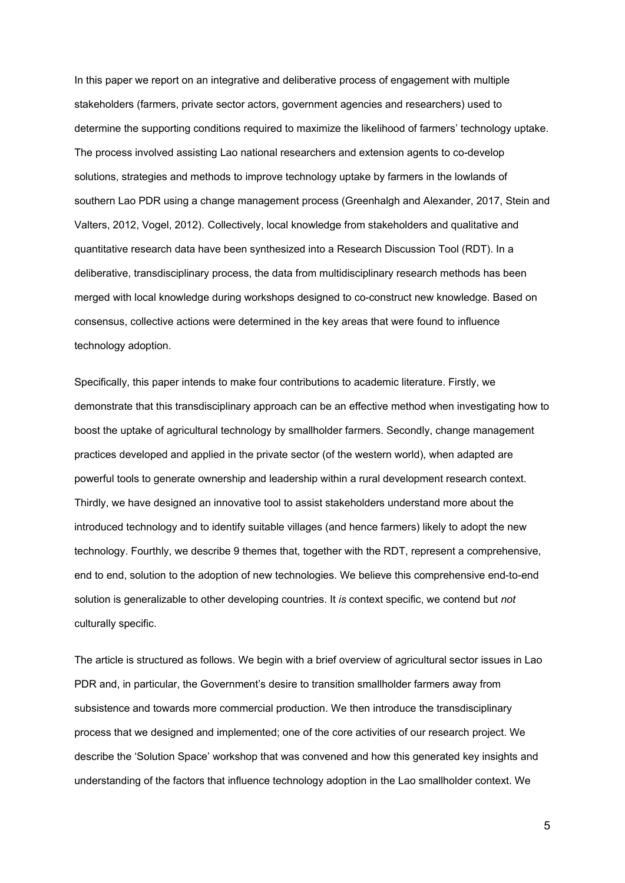In this paper we report on an integrative and deliberative process of engagement with multiple stakeholders (farmers, private sector actors, government agencies and researchers) used to determine the supporting conditions required to maximize the likelihood of farmers' technology uptake. The process involved assisting Lao national researchers and extension agents to co-develop solutions, strategies and methods to improve technology uptake by farmers in the lowlands of southern Lao PDR using a change management process (Greenhalgh and Alexander, 2017, Stein and Valters, 2012, Vogel, 2012). Collectively, local knowledge from stakeholders and qualitative and quantitative research data have been synthesized into a Research Discussion Tool (RDT). In a deliberative, transdisciplinary process, the data from multidisciplinary research methods has been merged with local knowledge during workshops designed to co-construct new knowledge. Based on consensus, collective actions were determined in the key areas that were found to influence technology adoption.

Specifically, this paper intends to make four contributions to academic literature. Firstly, we demonstrate that this transdisciplinary approach can be an effective method when investigating how to boost the uptake of agricultural technology by smallholder farmers. Secondly, change management practices developed and applied in the private sector (of the western world), when adapted are powerful tools to generate ownership and leadership within a rural development research context. Thirdly, we have designed an innovative tool to assist stakeholders understand more about the introduced technology and to identify suitable villages (and hence farmers) likely to adopt the new technology. Fourthly, we describe 9 themes that, together with the RDT, represent a comprehensive, end to end, solution to the adoption of new technologies. We believe this comprehensive end-to-end solution is generalizable to other developing countries. It *is* context specific, we contend but *not* culturally specific.

The article is structured as follows. We begin with a brief overview of agricultural sector issues in Lao PDR and, in particular, the Government's desire to transition smallholder farmers away from subsistence and towards more commercial production. We then introduce the transdisciplinary process that we designed and implemented; one of the core activities of our research project. We describe the 'Solution Space' workshop that was convened and how this generated key insights and understanding of the factors that influence technology adoption in the Lao smallholder context. We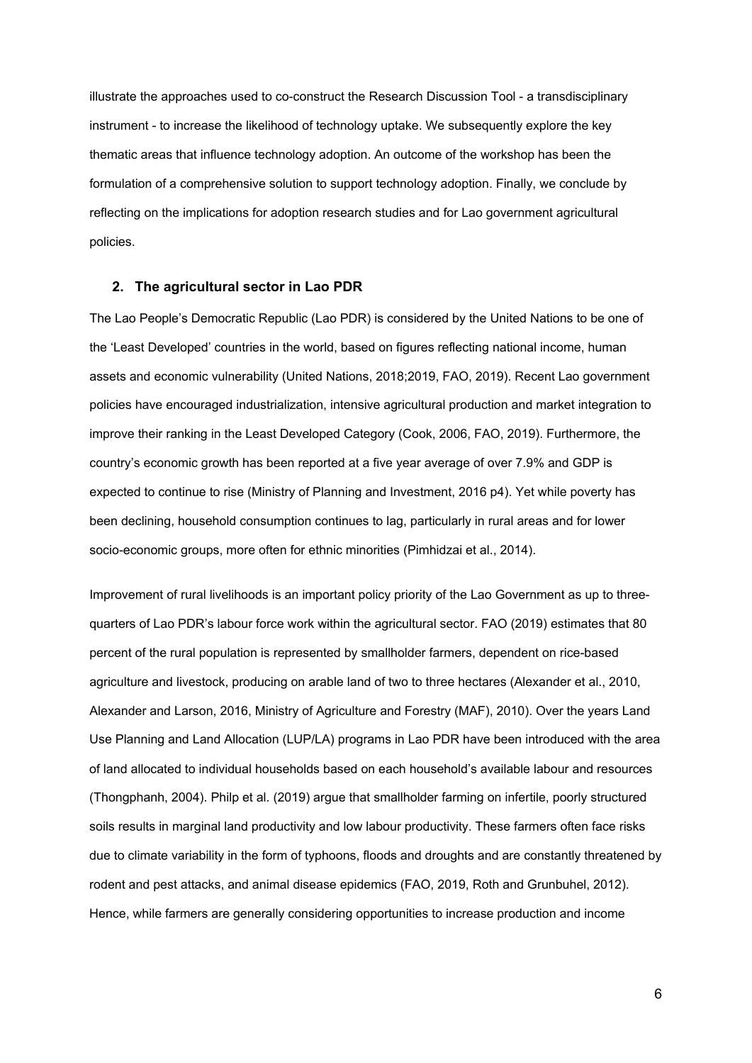illustrate the approaches used to co-construct the Research Discussion Tool - a transdisciplinary instrument - to increase the likelihood of technology uptake. We subsequently explore the key thematic areas that influence technology adoption. An outcome of the workshop has been the formulation of a comprehensive solution to support technology adoption. Finally, we conclude by reflecting on the implications for adoption research studies and for Lao government agricultural policies.

## 2. The agricultural sector in Lao PDR

The Lao People's Democratic Republic (Lao PDR) is considered by the United Nations to be one of the 'Least Developed' countries in the world, based on figures reflecting national income, human assets and economic vulnerability (United Nations, 2018;2019, FAO, 2019). Recent Lao government policies have encouraged industrialization, intensive agricultural production and market integration to improve their ranking in the Least Developed Category (Cook, 2006, FAO, 2019). Furthermore, the country's economic growth has been reported at a five year average of over 7.9% and GDP is expected to continue to rise (Ministry of Planning and Investment, 2016 p4). Yet while poverty has been declining, household consumption continues to lag, particularly in rural areas and for lower socio-economic groups, more often for ethnic minorities (Pimhidzai et al., 2014).

Improvement of rural livelihoods is an important policy priority of the Lao Government as up to three-quarters of Lao PDR's labour force work within the agricultural sector. FAO (2019) estimates that 80 percent of the rural population is represented by smallholder farmers, dependent on rice-based agriculture and livestock, producing on arable land of two to three hectares (Alexander et al., 2010, Alexander and Larson, 2016, Ministry of Agriculture and Forestry (MAF), 2010). Over the years Land Use Planning and Land Allocation (LUP/LA) programs in Lao PDR have been introduced with the area of land allocated to individual households based on each household's available labour and resources (Thongphanh, 2004). Philp et al. (2019) argue that smallholder farming on infertile, poorly structured soils results in marginal land productivity and low labour productivity. These farmers often face risks due to climate variability in the form of typhoons, floods and droughts and are constantly threatened by rodent and pest attacks, and animal disease epidemics (FAO, 2019, Roth and Grunbuhel, 2012). Hence, while farmers are generally considering opportunities to increase production and income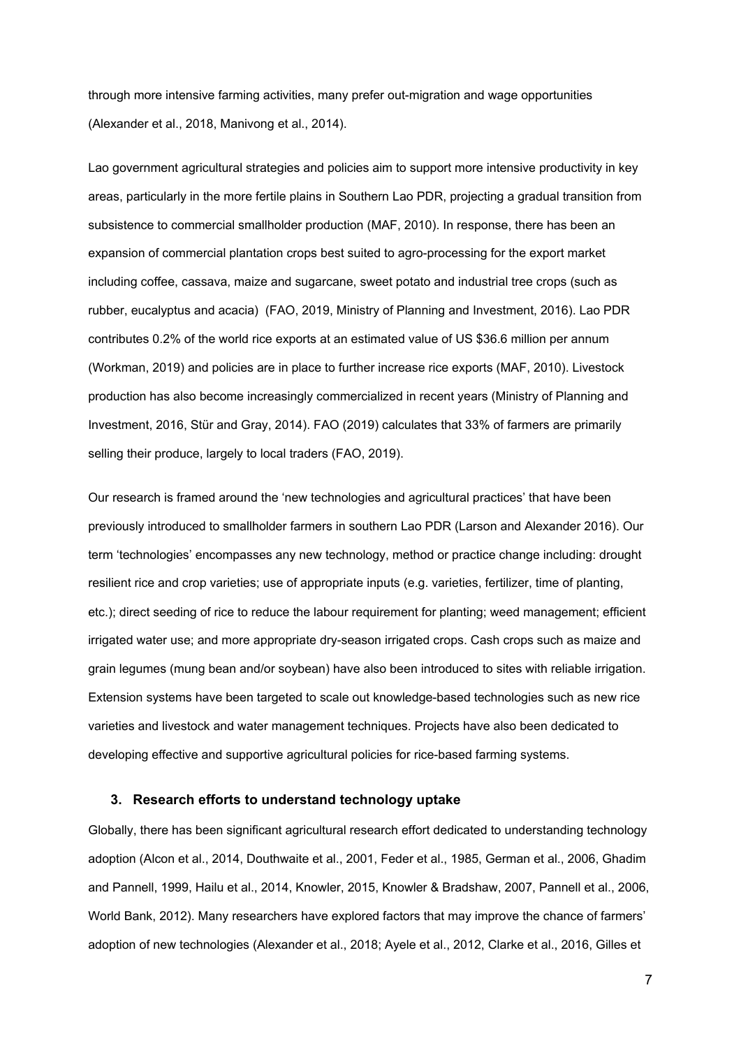through more intensive farming activities, many prefer out-migration and wage opportunities (Alexander et al., 2018, Manivong et al., 2014).

Lao government agricultural strategies and policies aim to support more intensive productivity in key areas, particularly in the more fertile plains in Southern Lao PDR, projecting a gradual transition from subsistence to commercial smallholder production (MAF, 2010). In response, there has been an expansion of commercial plantation crops best suited to agro-processing for the export market including coffee, cassava, maize and sugarcane, sweet potato and industrial tree crops (such as rubber, eucalyptus and acacia) (FAO, 2019, Ministry of Planning and Investment, 2016). Lao PDR contributes 0.2% of the world rice exports at an estimated value of US $36.6 million per annum (Workman, 2019) and policies are in place to further increase rice exports (MAF, 2010). Livestock production has also become increasingly commercialized in recent years (Ministry of Planning and Investment, 2016, Stür and Gray, 2014). FAO (2019) calculates that 33% of farmers are primarily selling their produce, largely to local traders (FAO, 2019).

Our research is framed around the 'new technologies and agricultural practices' that have been previously introduced to smallholder farmers in southern Lao PDR (Larson and Alexander 2016). Our term 'technologies' encompasses any new technology, method or practice change including: drought resilient rice and crop varieties; use of appropriate inputs (e.g. varieties, fertilizer, time of planting, etc.); direct seeding of rice to reduce the labour requirement for planting; weed management; efficient irrigated water use; and more appropriate dry-season irrigated crops. Cash crops such as maize and grain legumes (mung bean and/or soybean) have also been introduced to sites with reliable irrigation. Extension systems have been targeted to scale out knowledge-based technologies such as new rice varieties and livestock and water management techniques. Projects have also been dedicated to developing effective and supportive agricultural policies for rice-based farming systems.

## 3. Research efforts to understand technology uptake

Globally, there has been significant agricultural research effort dedicated to understanding technology adoption (Alcon et al., 2014, Douthwaite et al., 2001, Feder et al., 1985, German et al., 2006, Ghadim and Pannell, 1999, Hailu et al., 2014, Knowler, 2015, Knowler & Bradshaw, 2007, Pannell et al., 2006, World Bank, 2012). Many researchers have explored factors that may improve the chance of farmers' adoption of new technologies (Alexander et al., 2018; Ayele et al., 2012, Clarke et al., 2016, Gilles et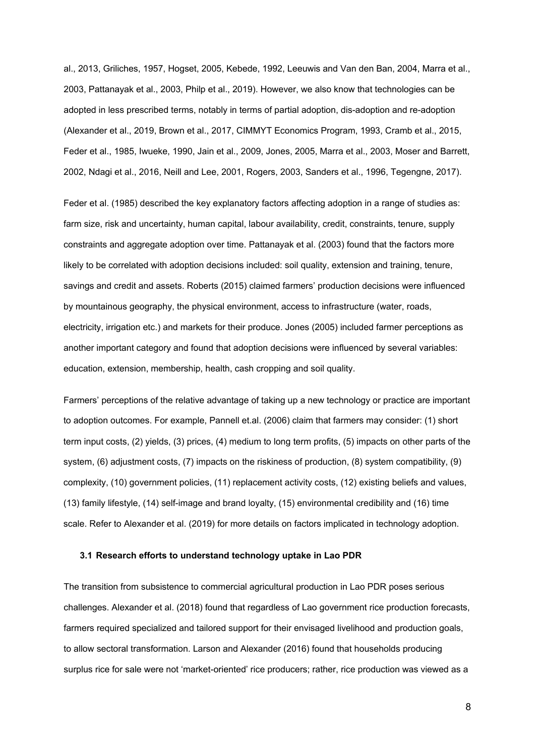al., 2013, Griliches, 1957, Hogset, 2005, Kebede, 1992, Leeuwis and Van den Ban, 2004, Marra et al., 2003, Pattanayak et al., 2003, Philp et al., 2019). However, we also know that technologies can be adopted in less prescribed terms, notably in terms of partial adoption, dis-adoption and re-adoption (Alexander et al., 2019, Brown et al., 2017, CIMMYT Economics Program, 1993, Cramb et al., 2015, Feder et al., 1985, Iwueke, 1990, Jain et al., 2009, Jones, 2005, Marra et al., 2003, Moser and Barrett, 2002, Ndagi et al., 2016, Neill and Lee, 2001, Rogers, 2003, Sanders et al., 1996, Tegengne, 2017).

Feder et al. (1985) described the key explanatory factors affecting adoption in a range of studies as: farm size, risk and uncertainty, human capital, labour availability, credit, constraints, tenure, supply constraints and aggregate adoption over time. Pattanayak et al. (2003) found that the factors more likely to be correlated with adoption decisions included: soil quality, extension and training, tenure, savings and credit and assets. Roberts (2015) claimed farmers' production decisions were influenced by mountainous geography, the physical environment, access to infrastructure (water, roads, electricity, irrigation etc.) and markets for their produce. Jones (2005) included farmer perceptions as another important category and found that adoption decisions were influenced by several variables: education, extension, membership, health, cash cropping and soil quality.

Farmers' perceptions of the relative advantage of taking up a new technology or practice are important to adoption outcomes. For example, Pannell et.al. (2006) claim that farmers may consider: (1) short term input costs, (2) yields, (3) prices, (4) medium to long term profits, (5) impacts on other parts of the system, (6) adjustment costs, (7) impacts on the riskiness of production, (8) system compatibility, (9) complexity, (10) government policies, (11) replacement activity costs, (12) existing beliefs and values, (13) family lifestyle, (14) self-image and brand loyalty, (15) environmental credibility and (16) time scale. Refer to Alexander et al. (2019) for more details on factors implicated in technology adoption.

### 3.1 Research efforts to understand technology uptake in Lao PDR

The transition from subsistence to commercial agricultural production in Lao PDR poses serious challenges. Alexander et al. (2018) found that regardless of Lao government rice production forecasts, farmers required specialized and tailored support for their envisaged livelihood and production goals, to allow sectoral transformation. Larson and Alexander (2016) found that households producing surplus rice for sale were not 'market-oriented' rice producers; rather, rice production was viewed as a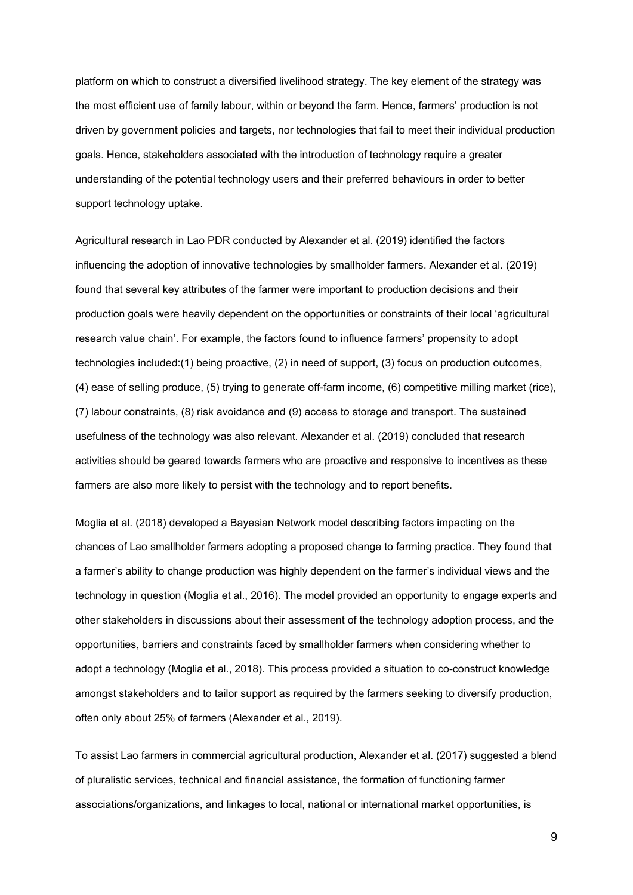platform on which to construct a diversified livelihood strategy. The key element of the strategy was the most efficient use of family labour, within or beyond the farm. Hence, farmers' production is not driven by government policies and targets, nor technologies that fail to meet their individual production goals. Hence, stakeholders associated with the introduction of technology require a greater understanding of the potential technology users and their preferred behaviours in order to better support technology uptake.

Agricultural research in Lao PDR conducted by Alexander et al. (2019) identified the factors influencing the adoption of innovative technologies by smallholder farmers. Alexander et al. (2019) found that several key attributes of the farmer were important to production decisions and their production goals were heavily dependent on the opportunities or constraints of their local 'agricultural research value chain'. For example, the factors found to influence farmers' propensity to adopt technologies included:(1) being proactive, (2) in need of support, (3) focus on production outcomes, (4) ease of selling produce, (5) trying to generate off-farm income, (6) competitive milling market (rice), (7) labour constraints, (8) risk avoidance and (9) access to storage and transport. The sustained usefulness of the technology was also relevant. Alexander et al. (2019) concluded that research activities should be geared towards farmers who are proactive and responsive to incentives as these farmers are also more likely to persist with the technology and to report benefits.

Moglia et al. (2018) developed a Bayesian Network model describing factors impacting on the chances of Lao smallholder farmers adopting a proposed change to farming practice. They found that a farmer's ability to change production was highly dependent on the farmer's individual views and the technology in question (Moglia et al., 2016). The model provided an opportunity to engage experts and other stakeholders in discussions about their assessment of the technology adoption process, and the opportunities, barriers and constraints faced by smallholder farmers when considering whether to adopt a technology (Moglia et al., 2018). This process provided a situation to co-construct knowledge amongst stakeholders and to tailor support as required by the farmers seeking to diversify production, often only about 25% of farmers (Alexander et al., 2019).

To assist Lao farmers in commercial agricultural production, Alexander et al. (2017) suggested a blend of pluralistic services, technical and financial assistance, the formation of functioning farmer associations/organizations, and linkages to local, national or international market opportunities, is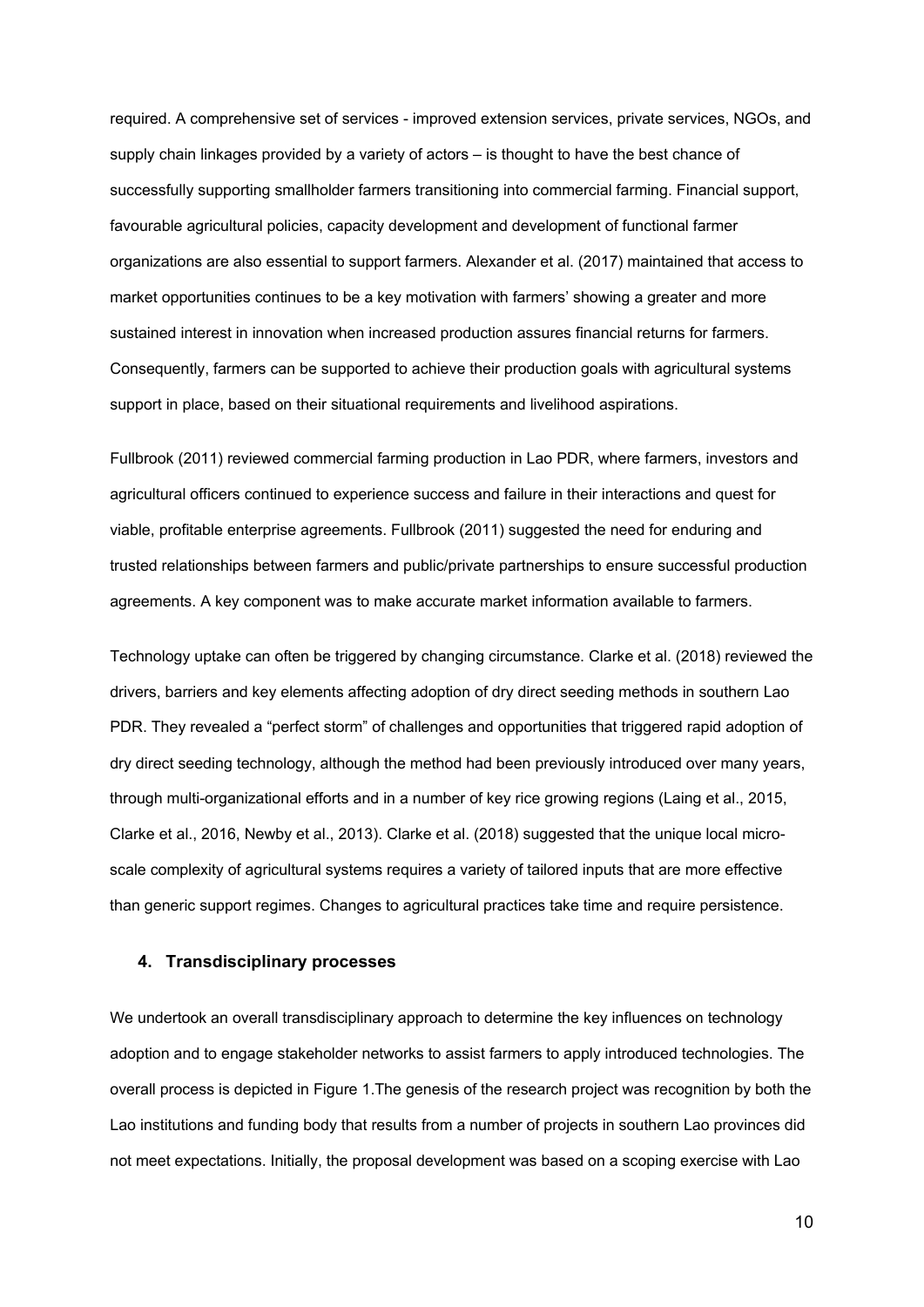required. A comprehensive set of services - improved extension services, private services, NGOs, and supply chain linkages provided by a variety of actors – is thought to have the best chance of successfully supporting smallholder farmers transitioning into commercial farming. Financial support, favourable agricultural policies, capacity development and development of functional farmer organizations are also essential to support farmers. Alexander et al. (2017) maintained that access to market opportunities continues to be a key motivation with farmers' showing a greater and more sustained interest in innovation when increased production assures financial returns for farmers. Consequently, farmers can be supported to achieve their production goals with agricultural systems support in place, based on their situational requirements and livelihood aspirations.

Fullbrook (2011) reviewed commercial farming production in Lao PDR, where farmers, investors and agricultural officers continued to experience success and failure in their interactions and quest for viable, profitable enterprise agreements. Fullbrook (2011) suggested the need for enduring and trusted relationships between farmers and public/private partnerships to ensure successful production agreements. A key component was to make accurate market information available to farmers.

Technology uptake can often be triggered by changing circumstance. Clarke et al. (2018) reviewed the drivers, barriers and key elements affecting adoption of dry direct seeding methods in southern Lao PDR. They revealed a "perfect storm" of challenges and opportunities that triggered rapid adoption of dry direct seeding technology, although the method had been previously introduced over many years, through multi-organizational efforts and in a number of key rice growing regions (Laing et al., 2015, Clarke et al., 2016, Newby et al., 2013). Clarke et al. (2018) suggested that the unique local micro-scale complexity of agricultural systems requires a variety of tailored inputs that are more effective than generic support regimes. Changes to agricultural practices take time and require persistence.

## 4. Transdisciplinary processes

We undertook an overall transdisciplinary approach to determine the key influences on technology adoption and to engage stakeholder networks to assist farmers to apply introduced technologies. The overall process is depicted in Figure 1.The genesis of the research project was recognition by both the Lao institutions and funding body that results from a number of projects in southern Lao provinces did not meet expectations. Initially, the proposal development was based on a scoping exercise with Lao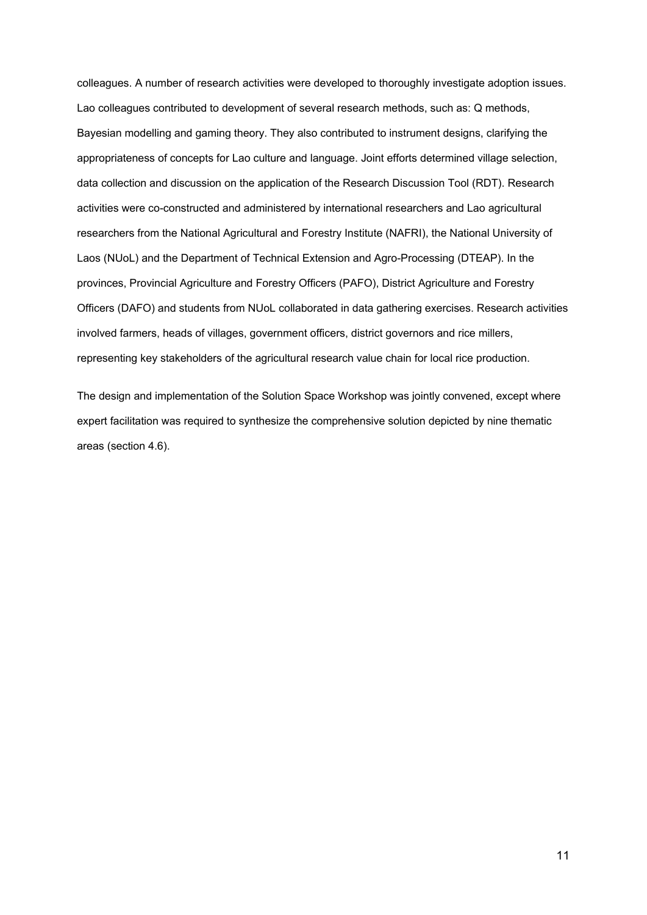colleagues. A number of research activities were developed to thoroughly investigate adoption issues. Lao colleagues contributed to development of several research methods, such as: Q methods, Bayesian modelling and gaming theory. They also contributed to instrument designs, clarifying the appropriateness of concepts for Lao culture and language. Joint efforts determined village selection, data collection and discussion on the application of the Research Discussion Tool (RDT). Research activities were co-constructed and administered by international researchers and Lao agricultural researchers from the National Agricultural and Forestry Institute (NAFRI), the National University of Laos (NUoL) and the Department of Technical Extension and Agro-Processing (DTEAP). In the provinces, Provincial Agriculture and Forestry Officers (PAFO), District Agriculture and Forestry Officers (DAFO) and students from NUoL collaborated in data gathering exercises. Research activities involved farmers, heads of villages, government officers, district governors and rice millers, representing key stakeholders of the agricultural research value chain for local rice production.

The design and implementation of the Solution Space Workshop was jointly convened, except where expert facilitation was required to synthesize the comprehensive solution depicted by nine thematic areas (section 4.6).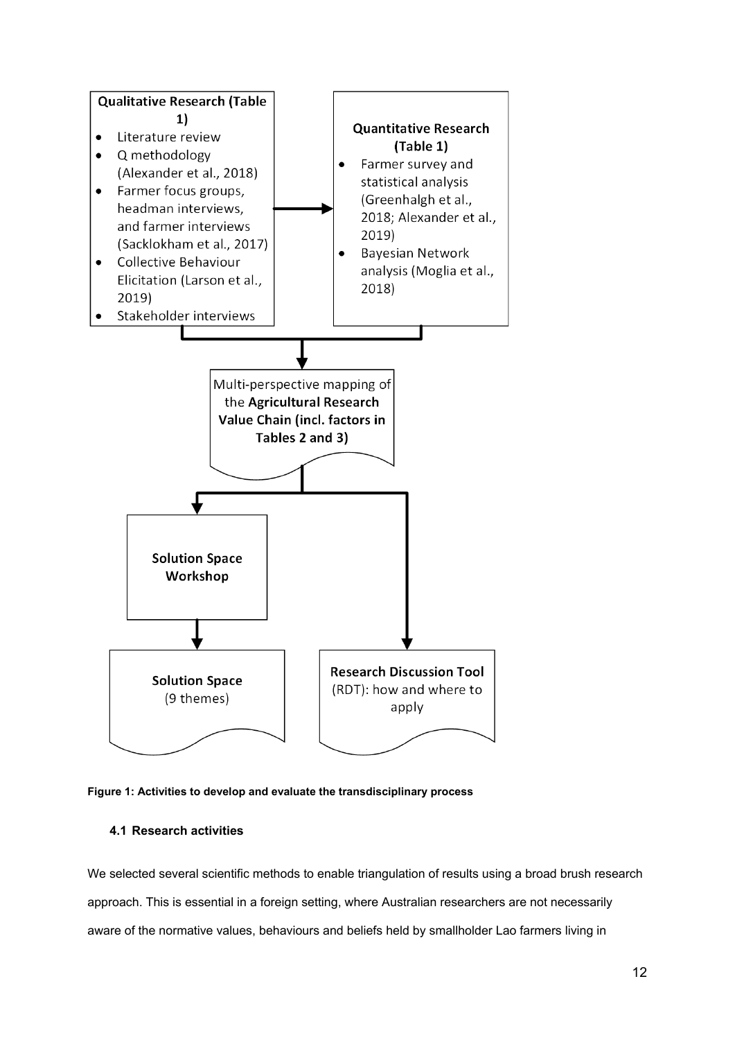**Qualitative Research (Table 1)**

- Literature review
- Q methodology (Alexander et al., 2018)
- Farmer focus groups, headman interviews, and farmer interviews (Sacklokham et al., 2017)
- Collective Behaviour Elicitation (Larson et al., 2019)
- Stakeholder interviews

**Quantitative Research (Table 1)**

- Farmer survey and statistical analysis (Greenhalgh et al., 2018; Alexander et al., 2019)
- Bayesian Network analysis (Moglia et al., 2018)

Multi-perspective mapping of the **Agricultural Research Value Chain (incl. factors in Tables 2 and 3)**

**Solution Space Workshop**

**Solution Space** (9 themes)

**Research Discussion Tool** (RDT): how and where to apply

**Figure 1: Activities to develop and evaluate the transdisciplinary process**

### 4.1 Research activities

We selected several scientific methods to enable triangulation of results using a broad brush research approach. This is essential in a foreign setting, where Australian researchers are not necessarily aware of the normative values, behaviours and beliefs held by smallholder Lao farmers living in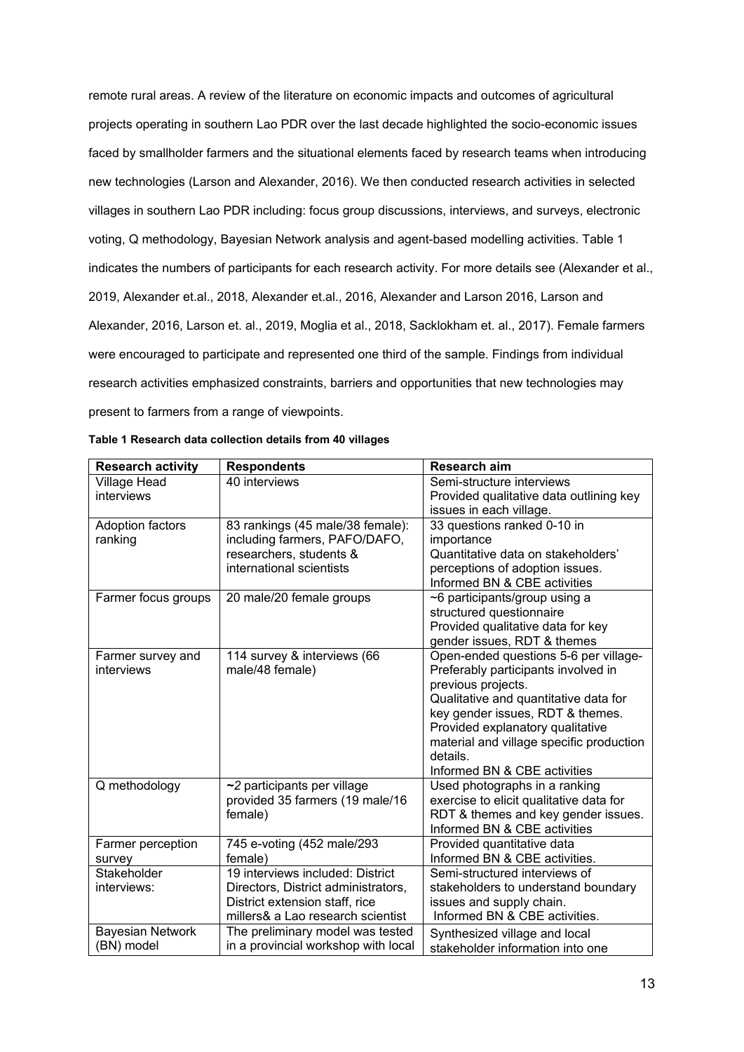remote rural areas. A review of the literature on economic impacts and outcomes of agricultural projects operating in southern Lao PDR over the last decade highlighted the socio-economic issues faced by smallholder farmers and the situational elements faced by research teams when introducing new technologies (Larson and Alexander, 2016). We then conducted research activities in selected villages in southern Lao PDR including: focus group discussions, interviews, and surveys, electronic voting, Q methodology, Bayesian Network analysis and agent-based modelling activities. Table 1 indicates the numbers of participants for each research activity. For more details see (Alexander et al., 2019, Alexander et.al., 2018, Alexander et.al., 2016, Alexander and Larson 2016, Larson and Alexander, 2016, Larson et. al., 2019, Moglia et al., 2018, Sacklokham et. al., 2017). Female farmers were encouraged to participate and represented one third of the sample. Findings from individual research activities emphasized constraints, barriers and opportunities that new technologies may present to farmers from a range of viewpoints.

**Table 1 Research data collection details from 40 villages**

| Research activity | Respondents | Research aim |
|---|---|---|
| Village Head interviews | 40 interviews | Semi-structure interviews<br>Provided qualitative data outlining key issues in each village. |
| Adoption factors ranking | 83 rankings (45 male/38 female): including farmers, PAFO/DAFO, researchers, students & international scientists | 33 questions ranked 0-10 in importance<br>Quantitative data on stakeholders' perceptions of adoption issues.<br>Informed BN & CBE activities |
| Farmer focus groups | 20 male/20 female groups | ~6 participants/group using a structured questionnaire<br>Provided qualitative data for key gender issues, RDT & themes |
| Farmer survey and interviews | 114 survey & interviews (66 male/48 female) | Open-ended questions 5-6 per village- Preferably participants involved in previous projects.<br>Qualitative and quantitative data for key gender issues, RDT & themes.<br>Provided explanatory qualitative material and village specific production details.<br>Informed BN & CBE activities |
| Q methodology | ~2 participants per village provided 35 farmers (19 male/16 female) | Used photographs in a ranking exercise to elicit qualitative data for RDT & themes and key gender issues.<br>Informed BN & CBE activities |
| Farmer perception survey | 745 e-voting (452 male/293 female) | Provided quantitative data<br>Informed BN & CBE activities. |
| Stakeholder interviews: | 19 interviews included: District Directors, District administrators, District extension staff, rice millers& a Lao research scientist | Semi-structured interviews of stakeholders to understand boundary issues and supply chain.<br>Informed BN & CBE activities. |
| Bayesian Network (BN) model | The preliminary model was tested in a provincial workshop with local | Synthesized village and local stakeholder information into one |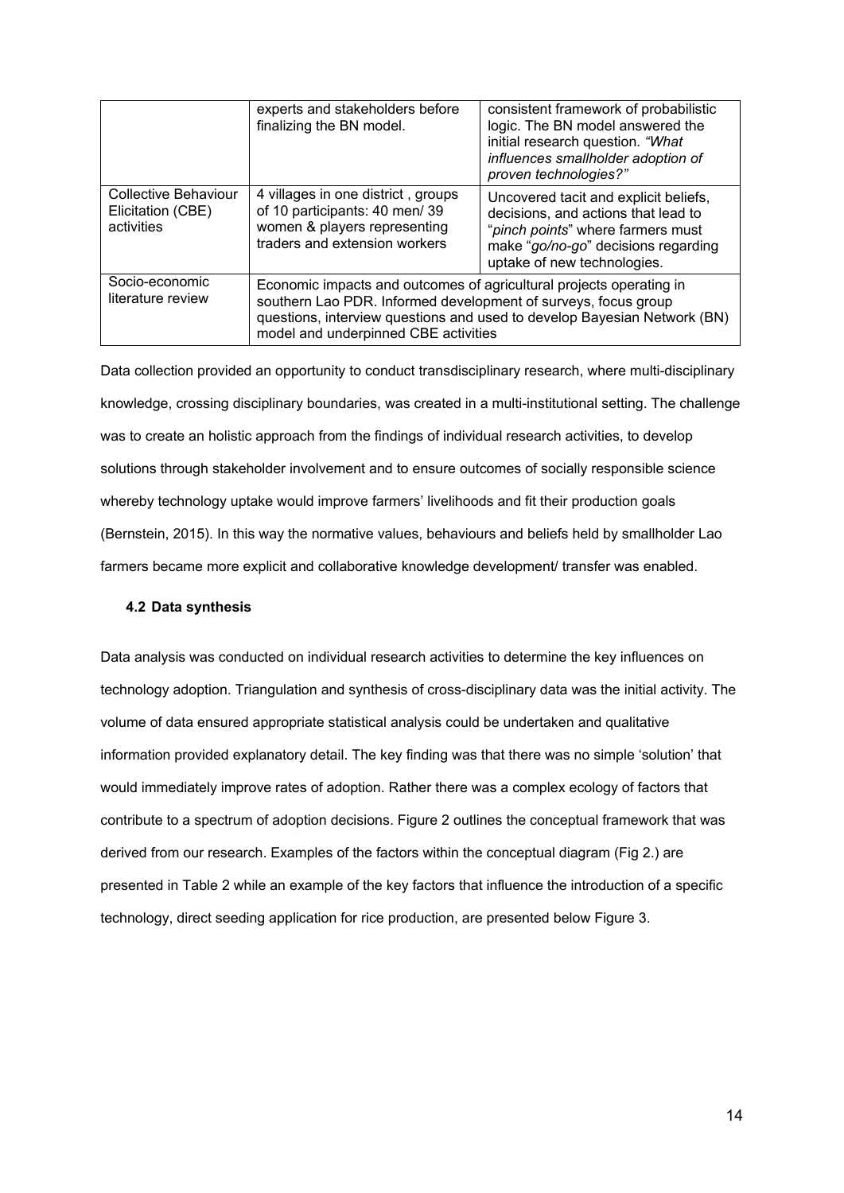|  |  |  |
| --- | --- | --- |
|  | experts and stakeholders before finalizing the BN model. | consistent framework of probabilistic logic. The BN model answered the initial research question. *"What influences smallholder adoption of proven technologies?"* |
| Collective Behaviour Elicitation (CBE) activities | 4 villages in one district , groups of 10 participants: 40 men/ 39 women & players representing traders and extension workers | Uncovered tacit and explicit beliefs, decisions, and actions that lead to "*pinch points*" where farmers must make "*go/no-go*" decisions regarding uptake of new technologies. |
| Socio-economic literature review | Economic impacts and outcomes of agricultural projects operating in southern Lao PDR. Informed development of surveys, focus group questions, interview questions and used to develop Bayesian Network (BN) model and underpinned CBE activities | |

Data collection provided an opportunity to conduct transdisciplinary research, where multi-disciplinary knowledge, crossing disciplinary boundaries, was created in a multi-institutional setting. The challenge was to create an holistic approach from the findings of individual research activities, to develop solutions through stakeholder involvement and to ensure outcomes of socially responsible science whereby technology uptake would improve farmers' livelihoods and fit their production goals (Bernstein, 2015). In this way the normative values, behaviours and beliefs held by smallholder Lao farmers became more explicit and collaborative knowledge development/ transfer was enabled.

### 4.2 Data synthesis

Data analysis was conducted on individual research activities to determine the key influences on technology adoption. Triangulation and synthesis of cross-disciplinary data was the initial activity. The volume of data ensured appropriate statistical analysis could be undertaken and qualitative information provided explanatory detail. The key finding was that there was no simple 'solution' that would immediately improve rates of adoption. Rather there was a complex ecology of factors that contribute to a spectrum of adoption decisions. Figure 2 outlines the conceptual framework that was derived from our research. Examples of the factors within the conceptual diagram (Fig 2.) are presented in Table 2 while an example of the key factors that influence the introduction of a specific technology, direct seeding application for rice production, are presented below Figure 3.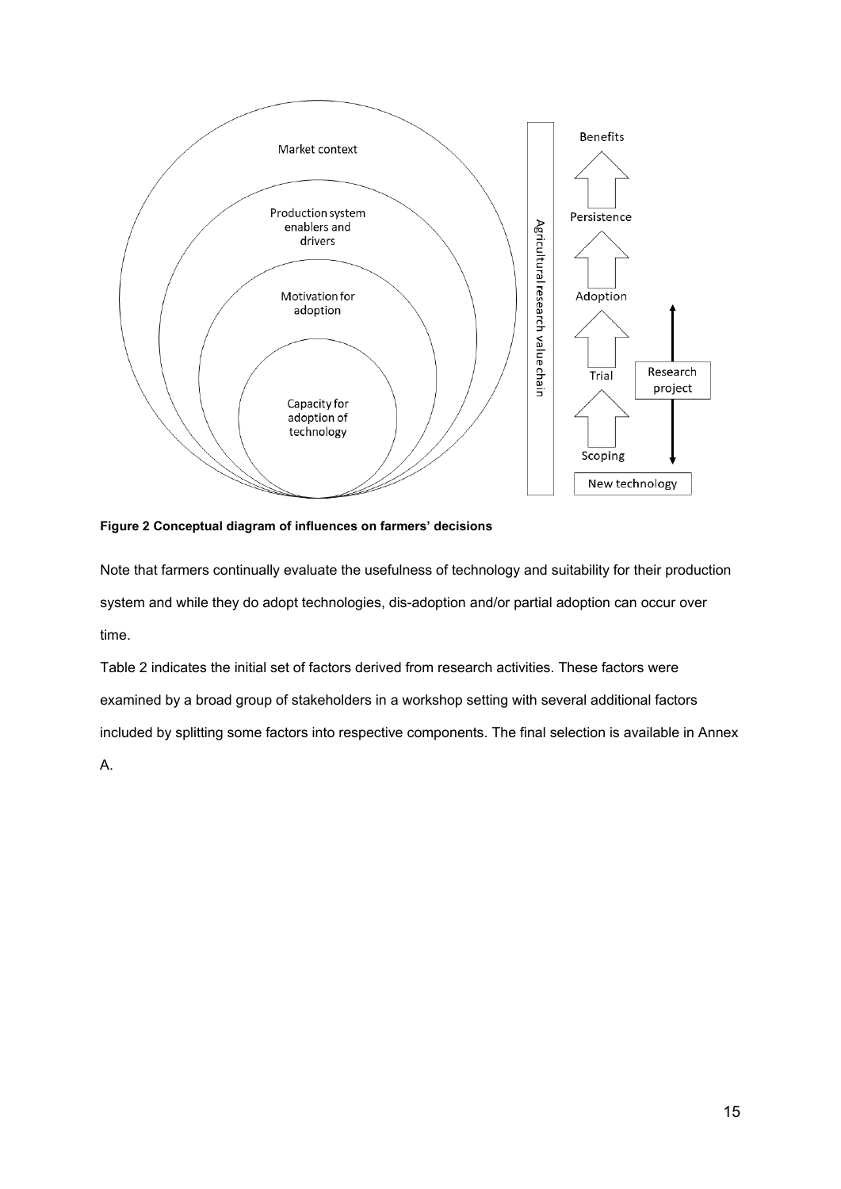**Figure 2 Conceptual diagram of influences on farmers' decisions**

Note that farmers continually evaluate the usefulness of technology and suitability for their production system and while they do adopt technologies, dis-adoption and/or partial adoption can occur over time.

Table 2 indicates the initial set of factors derived from research activities. These factors were examined by a broad group of stakeholders in a workshop setting with several additional factors included by splitting some factors into respective components. The final selection is available in Annex A.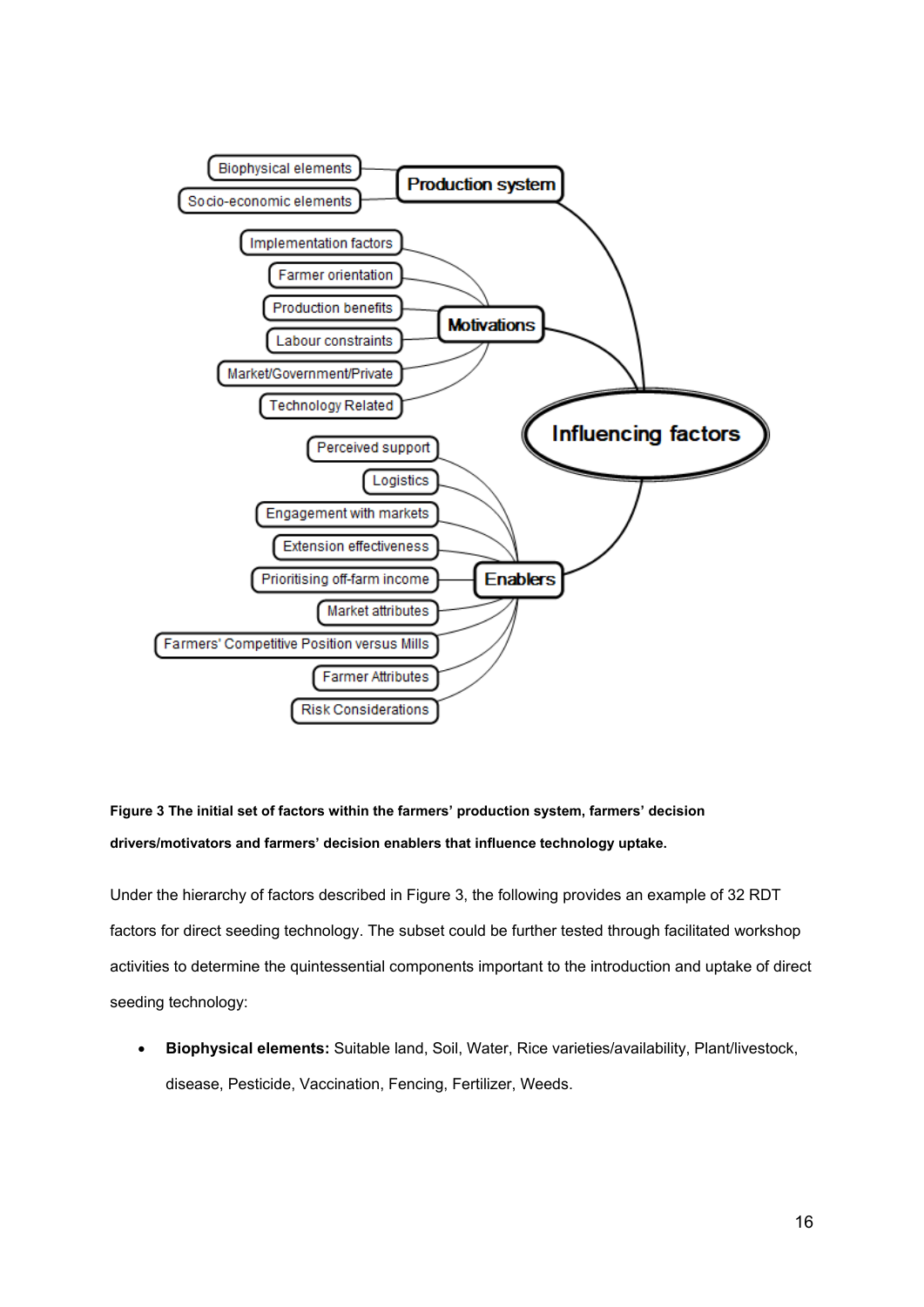**Figure 3 The initial set of factors within the farmers' production system, farmers' decision drivers/motivators and farmers' decision enablers that influence technology uptake.**

Under the hierarchy of factors described in Figure 3, the following provides an example of 32 RDT factors for direct seeding technology. The subset could be further tested through facilitated workshop activities to determine the quintessential components important to the introduction and uptake of direct seeding technology:

- **Biophysical elements:** Suitable land, Soil, Water, Rice varieties/availability, Plant/livestock, disease, Pesticide, Vaccination, Fencing, Fertilizer, Weeds.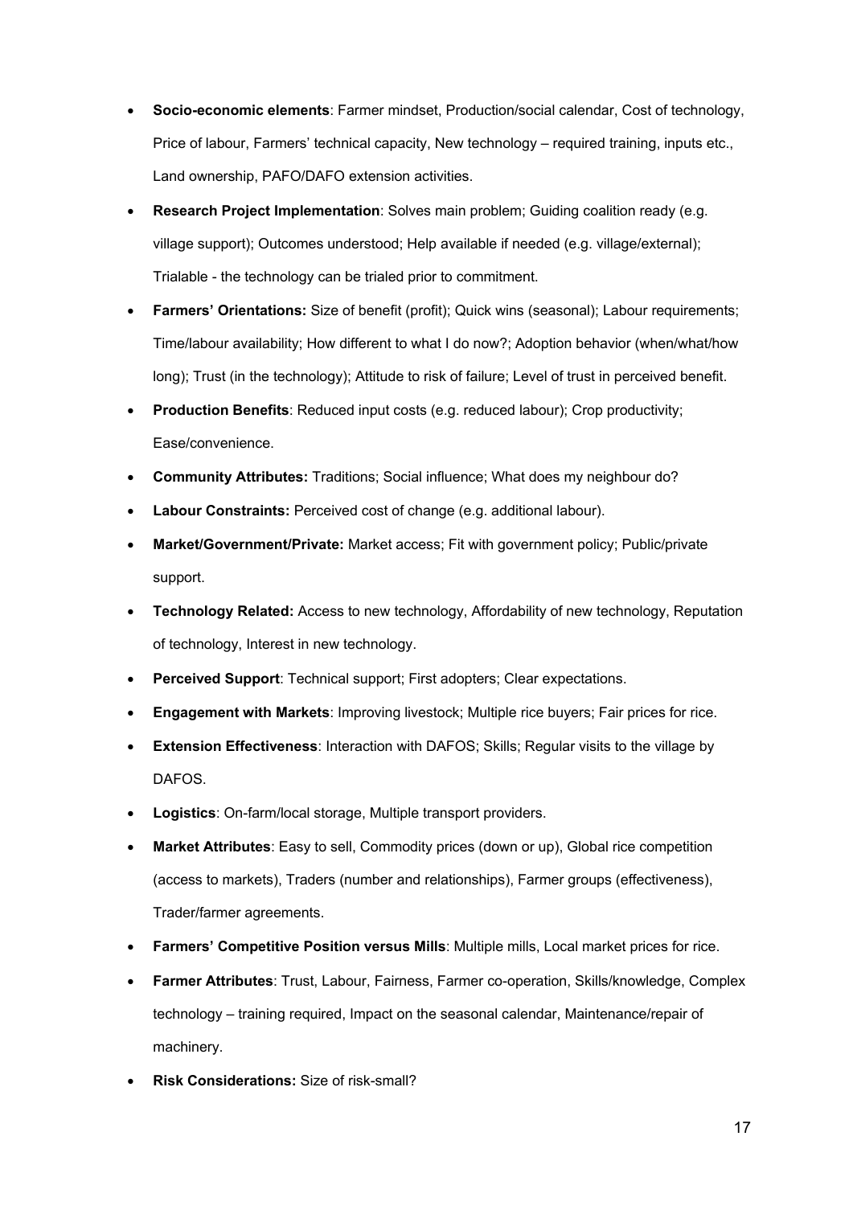- **Socio-economic elements**: Farmer mindset, Production/social calendar, Cost of technology, Price of labour, Farmers' technical capacity, New technology – required training, inputs etc., Land ownership, PAFO/DAFO extension activities.
- **Research Project Implementation**: Solves main problem; Guiding coalition ready (e.g. village support); Outcomes understood; Help available if needed (e.g. village/external); Trialable - the technology can be trialed prior to commitment.
- **Farmers' Orientations:** Size of benefit (profit); Quick wins (seasonal); Labour requirements; Time/labour availability; How different to what I do now?; Adoption behavior (when/what/how long); Trust (in the technology); Attitude to risk of failure; Level of trust in perceived benefit.
- **Production Benefits**: Reduced input costs (e.g. reduced labour); Crop productivity; Ease/convenience.
- **Community Attributes:** Traditions; Social influence; What does my neighbour do?
- **Labour Constraints:** Perceived cost of change (e.g. additional labour).
- **Market/Government/Private:** Market access; Fit with government policy; Public/private support.
- **Technology Related:** Access to new technology, Affordability of new technology, Reputation of technology, Interest in new technology.
- **Perceived Support**: Technical support; First adopters; Clear expectations.
- **Engagement with Markets**: Improving livestock; Multiple rice buyers; Fair prices for rice.
- **Extension Effectiveness**: Interaction with DAFOS; Skills; Regular visits to the village by DAFOS.
- **Logistics**: On-farm/local storage, Multiple transport providers.
- **Market Attributes**: Easy to sell, Commodity prices (down or up), Global rice competition (access to markets), Traders (number and relationships), Farmer groups (effectiveness), Trader/farmer agreements.
- **Farmers' Competitive Position versus Mills**: Multiple mills, Local market prices for rice.
- **Farmer Attributes**: Trust, Labour, Fairness, Farmer co-operation, Skills/knowledge, Complex technology – training required, Impact on the seasonal calendar, Maintenance/repair of machinery.
- **Risk Considerations:** Size of risk-small?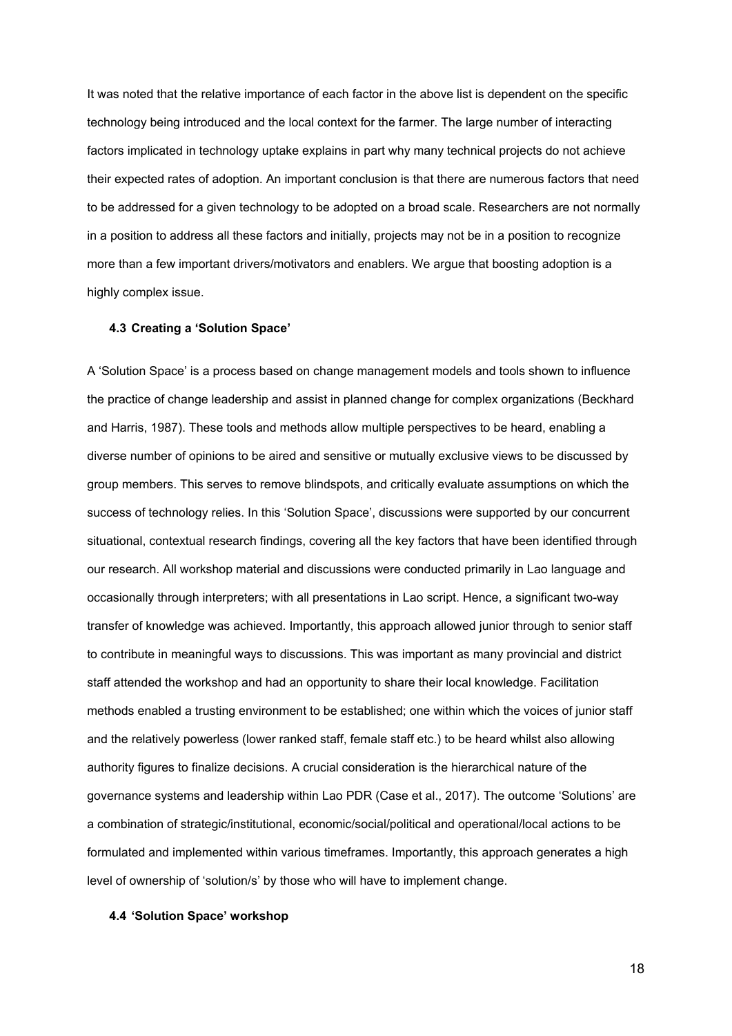It was noted that the relative importance of each factor in the above list is dependent on the specific technology being introduced and the local context for the farmer. The large number of interacting factors implicated in technology uptake explains in part why many technical projects do not achieve their expected rates of adoption. An important conclusion is that there are numerous factors that need to be addressed for a given technology to be adopted on a broad scale. Researchers are not normally in a position to address all these factors and initially, projects may not be in a position to recognize more than a few important drivers/motivators and enablers. We argue that boosting adoption is a highly complex issue.

### 4.3 Creating a 'Solution Space'

A 'Solution Space' is a process based on change management models and tools shown to influence the practice of change leadership and assist in planned change for complex organizations (Beckhard and Harris, 1987). These tools and methods allow multiple perspectives to be heard, enabling a diverse number of opinions to be aired and sensitive or mutually exclusive views to be discussed by group members. This serves to remove blindspots, and critically evaluate assumptions on which the success of technology relies. In this 'Solution Space', discussions were supported by our concurrent situational, contextual research findings, covering all the key factors that have been identified through our research. All workshop material and discussions were conducted primarily in Lao language and occasionally through interpreters; with all presentations in Lao script. Hence, a significant two-way transfer of knowledge was achieved. Importantly, this approach allowed junior through to senior staff to contribute in meaningful ways to discussions. This was important as many provincial and district staff attended the workshop and had an opportunity to share their local knowledge. Facilitation methods enabled a trusting environment to be established; one within which the voices of junior staff and the relatively powerless (lower ranked staff, female staff etc.) to be heard whilst also allowing authority figures to finalize decisions. A crucial consideration is the hierarchical nature of the governance systems and leadership within Lao PDR (Case et al., 2017). The outcome 'Solutions' are a combination of strategic/institutional, economic/social/political and operational/local actions to be formulated and implemented within various timeframes. Importantly, this approach generates a high level of ownership of 'solution/s' by those who will have to implement change.

### 4.4 'Solution Space' workshop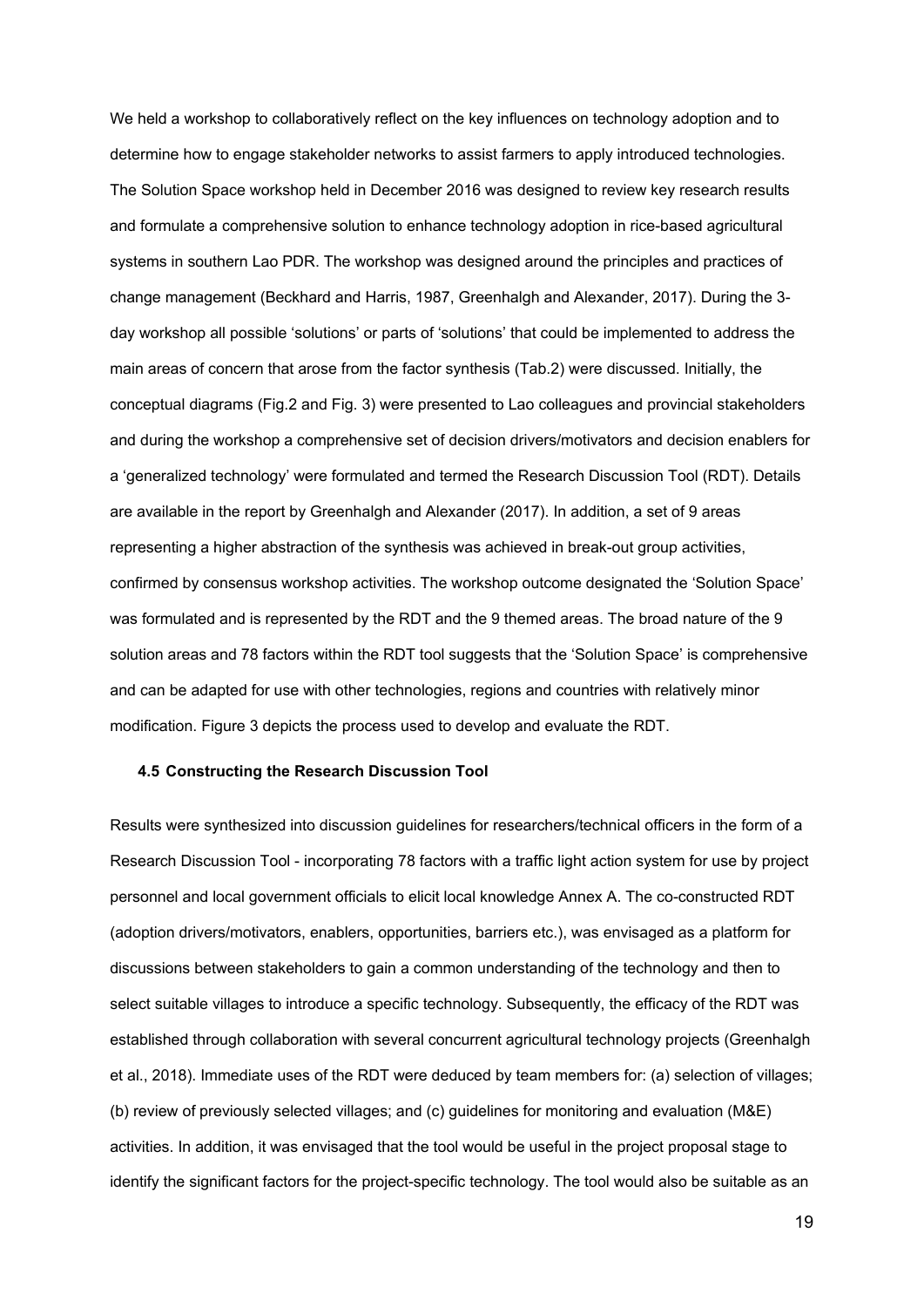We held a workshop to collaboratively reflect on the key influences on technology adoption and to determine how to engage stakeholder networks to assist farmers to apply introduced technologies. The Solution Space workshop held in December 2016 was designed to review key research results and formulate a comprehensive solution to enhance technology adoption in rice-based agricultural systems in southern Lao PDR. The workshop was designed around the principles and practices of change management (Beckhard and Harris, 1987, Greenhalgh and Alexander, 2017). During the 3-day workshop all possible 'solutions' or parts of 'solutions' that could be implemented to address the main areas of concern that arose from the factor synthesis (Tab.2) were discussed. Initially, the conceptual diagrams (Fig.2 and Fig. 3) were presented to Lao colleagues and provincial stakeholders and during the workshop a comprehensive set of decision drivers/motivators and decision enablers for a 'generalized technology' were formulated and termed the Research Discussion Tool (RDT). Details are available in the report by Greenhalgh and Alexander (2017). In addition, a set of 9 areas representing a higher abstraction of the synthesis was achieved in break-out group activities, confirmed by consensus workshop activities. The workshop outcome designated the 'Solution Space' was formulated and is represented by the RDT and the 9 themed areas. The broad nature of the 9 solution areas and 78 factors within the RDT tool suggests that the 'Solution Space' is comprehensive and can be adapted for use with other technologies, regions and countries with relatively minor modification. Figure 3 depicts the process used to develop and evaluate the RDT.

### 4.5 Constructing the Research Discussion Tool

Results were synthesized into discussion guidelines for researchers/technical officers in the form of a Research Discussion Tool - incorporating 78 factors with a traffic light action system for use by project personnel and local government officials to elicit local knowledge Annex A. The co-constructed RDT (adoption drivers/motivators, enablers, opportunities, barriers etc.), was envisaged as a platform for discussions between stakeholders to gain a common understanding of the technology and then to select suitable villages to introduce a specific technology. Subsequently, the efficacy of the RDT was established through collaboration with several concurrent agricultural technology projects (Greenhalgh et al., 2018). Immediate uses of the RDT were deduced by team members for: (a) selection of villages; (b) review of previously selected villages; and (c) guidelines for monitoring and evaluation (M&E) activities. In addition, it was envisaged that the tool would be useful in the project proposal stage to identify the significant factors for the project-specific technology. The tool would also be suitable as an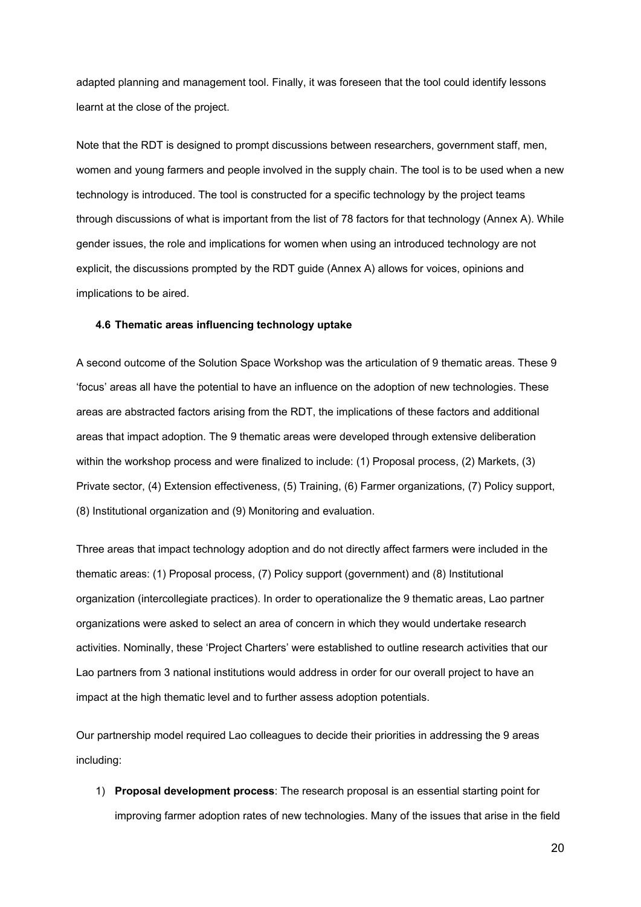adapted planning and management tool. Finally, it was foreseen that the tool could identify lessons learnt at the close of the project.

Note that the RDT is designed to prompt discussions between researchers, government staff, men, women and young farmers and people involved in the supply chain. The tool is to be used when a new technology is introduced. The tool is constructed for a specific technology by the project teams through discussions of what is important from the list of 78 factors for that technology (Annex A). While gender issues, the role and implications for women when using an introduced technology are not explicit, the discussions prompted by the RDT guide (Annex A) allows for voices, opinions and implications to be aired.

### 4.6 Thematic areas influencing technology uptake

A second outcome of the Solution Space Workshop was the articulation of 9 thematic areas. These 9 'focus' areas all have the potential to have an influence on the adoption of new technologies. These areas are abstracted factors arising from the RDT, the implications of these factors and additional areas that impact adoption. The 9 thematic areas were developed through extensive deliberation within the workshop process and were finalized to include: (1) Proposal process, (2) Markets, (3) Private sector, (4) Extension effectiveness, (5) Training, (6) Farmer organizations, (7) Policy support, (8) Institutional organization and (9) Monitoring and evaluation.

Three areas that impact technology adoption and do not directly affect farmers were included in the thematic areas: (1) Proposal process, (7) Policy support (government) and (8) Institutional organization (intercollegiate practices). In order to operationalize the 9 thematic areas, Lao partner organizations were asked to select an area of concern in which they would undertake research activities. Nominally, these 'Project Charters' were established to outline research activities that our Lao partners from 3 national institutions would address in order for our overall project to have an impact at the high thematic level and to further assess adoption potentials.

Our partnership model required Lao colleagues to decide their priorities in addressing the 9 areas including:

1) **Proposal development process**: The research proposal is an essential starting point for improving farmer adoption rates of new technologies. Many of the issues that arise in the field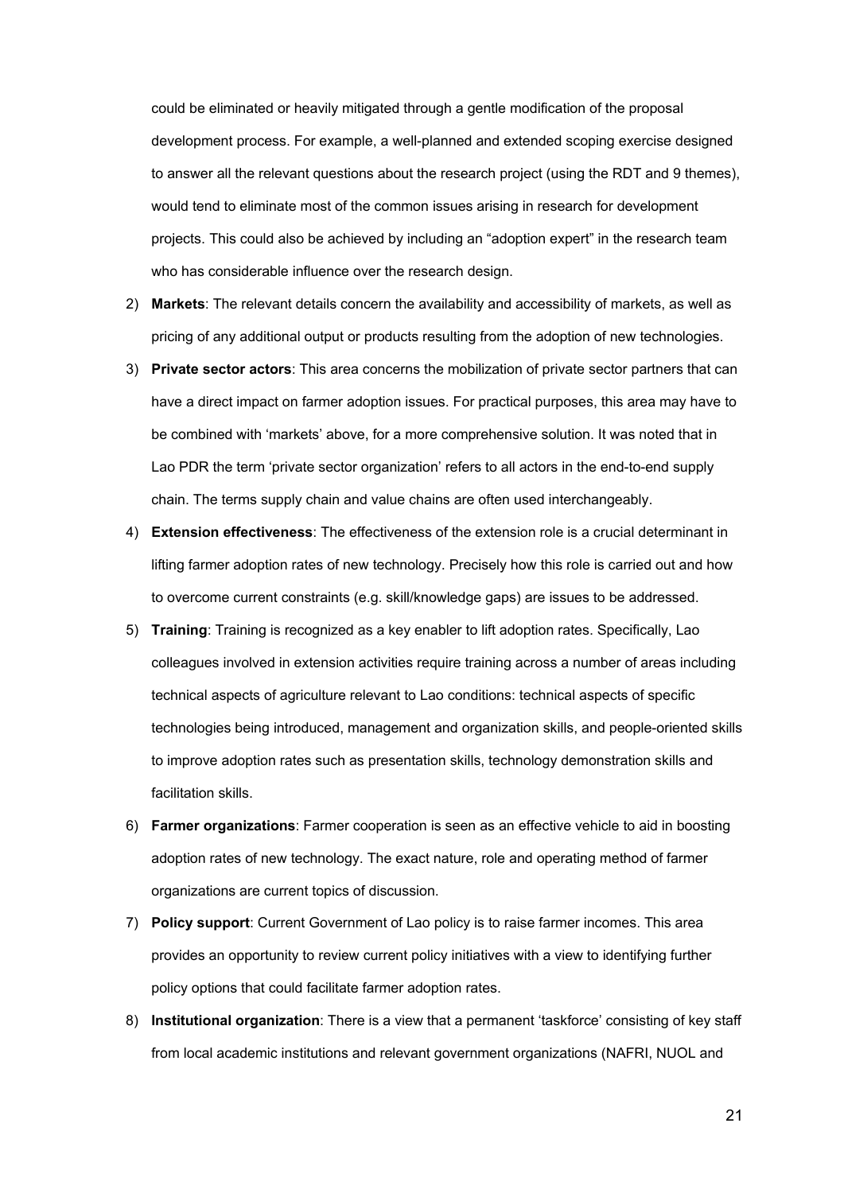could be eliminated or heavily mitigated through a gentle modification of the proposal development process. For example, a well-planned and extended scoping exercise designed to answer all the relevant questions about the research project (using the RDT and 9 themes), would tend to eliminate most of the common issues arising in research for development projects. This could also be achieved by including an "adoption expert" in the research team who has considerable influence over the research design.

2) **Markets**: The relevant details concern the availability and accessibility of markets, as well as pricing of any additional output or products resulting from the adoption of new technologies.
3) **Private sector actors**: This area concerns the mobilization of private sector partners that can have a direct impact on farmer adoption issues. For practical purposes, this area may have to be combined with 'markets' above, for a more comprehensive solution. It was noted that in Lao PDR the term 'private sector organization' refers to all actors in the end-to-end supply chain. The terms supply chain and value chains are often used interchangeably.
4) **Extension effectiveness**: The effectiveness of the extension role is a crucial determinant in lifting farmer adoption rates of new technology. Precisely how this role is carried out and how to overcome current constraints (e.g. skill/knowledge gaps) are issues to be addressed.
5) **Training**: Training is recognized as a key enabler to lift adoption rates. Specifically, Lao colleagues involved in extension activities require training across a number of areas including technical aspects of agriculture relevant to Lao conditions: technical aspects of specific technologies being introduced, management and organization skills, and people-oriented skills to improve adoption rates such as presentation skills, technology demonstration skills and facilitation skills.
6) **Farmer organizations**: Farmer cooperation is seen as an effective vehicle to aid in boosting adoption rates of new technology. The exact nature, role and operating method of farmer organizations are current topics of discussion.
7) **Policy support**: Current Government of Lao policy is to raise farmer incomes. This area provides an opportunity to review current policy initiatives with a view to identifying further policy options that could facilitate farmer adoption rates.
8) **Institutional organization**: There is a view that a permanent 'taskforce' consisting of key staff from local academic institutions and relevant government organizations (NAFRI, NUOL and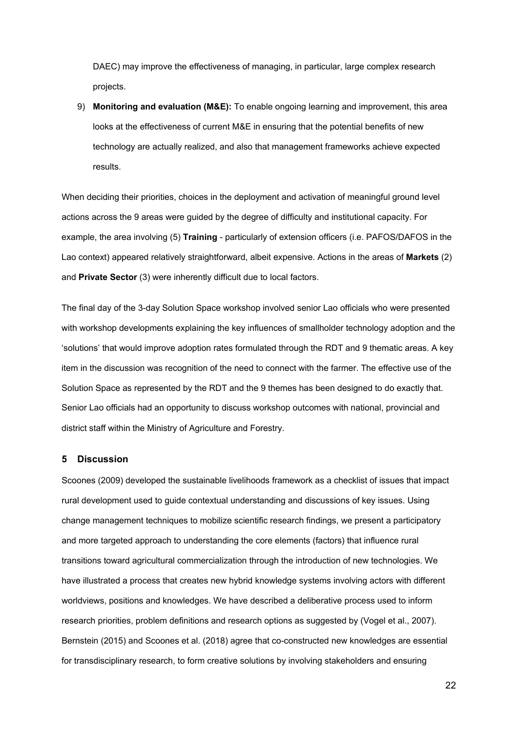DAEC) may improve the effectiveness of managing, in particular, large complex research projects.

9) **Monitoring and evaluation (M&E):** To enable ongoing learning and improvement, this area looks at the effectiveness of current M&E in ensuring that the potential benefits of new technology are actually realized, and also that management frameworks achieve expected results.

When deciding their priorities, choices in the deployment and activation of meaningful ground level actions across the 9 areas were guided by the degree of difficulty and institutional capacity. For example, the area involving (5) **Training** - particularly of extension officers (i.e. PAFOS/DAFOS in the Lao context) appeared relatively straightforward, albeit expensive. Actions in the areas of **Markets** (2) and **Private Sector** (3) were inherently difficult due to local factors.

The final day of the 3-day Solution Space workshop involved senior Lao officials who were presented with workshop developments explaining the key influences of smallholder technology adoption and the 'solutions' that would improve adoption rates formulated through the RDT and 9 thematic areas. A key item in the discussion was recognition of the need to connect with the farmer. The effective use of the Solution Space as represented by the RDT and the 9 themes has been designed to do exactly that. Senior Lao officials had an opportunity to discuss workshop outcomes with national, provincial and district staff within the Ministry of Agriculture and Forestry.

## 5 Discussion

Scoones (2009) developed the sustainable livelihoods framework as a checklist of issues that impact rural development used to guide contextual understanding and discussions of key issues. Using change management techniques to mobilize scientific research findings, we present a participatory and more targeted approach to understanding the core elements (factors) that influence rural transitions toward agricultural commercialization through the introduction of new technologies. We have illustrated a process that creates new hybrid knowledge systems involving actors with different worldviews, positions and knowledges. We have described a deliberative process used to inform research priorities, problem definitions and research options as suggested by (Vogel et al., 2007). Bernstein (2015) and Scoones et al. (2018) agree that co-constructed new knowledges are essential for transdisciplinary research, to form creative solutions by involving stakeholders and ensuring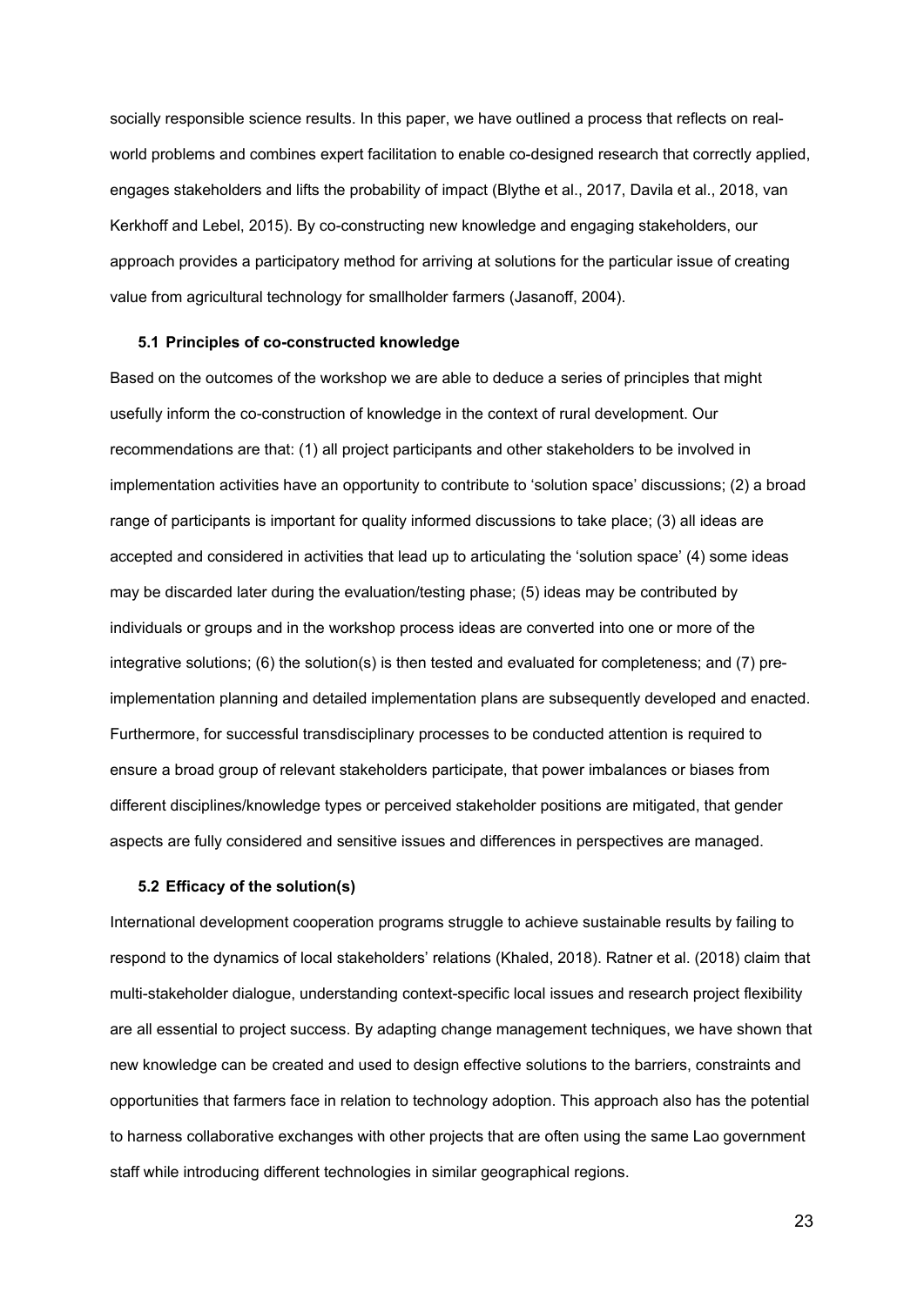socially responsible science results. In this paper, we have outlined a process that reflects on real-world problems and combines expert facilitation to enable co-designed research that correctly applied, engages stakeholders and lifts the probability of impact (Blythe et al., 2017, Davila et al., 2018, van Kerkhoff and Lebel, 2015). By co-constructing new knowledge and engaging stakeholders, our approach provides a participatory method for arriving at solutions for the particular issue of creating value from agricultural technology for smallholder farmers (Jasanoff, 2004).

### 5.1 Principles of co-constructed knowledge

Based on the outcomes of the workshop we are able to deduce a series of principles that might usefully inform the co-construction of knowledge in the context of rural development. Our recommendations are that: (1) all project participants and other stakeholders to be involved in implementation activities have an opportunity to contribute to 'solution space' discussions; (2) a broad range of participants is important for quality informed discussions to take place; (3) all ideas are accepted and considered in activities that lead up to articulating the 'solution space' (4) some ideas may be discarded later during the evaluation/testing phase; (5) ideas may be contributed by individuals or groups and in the workshop process ideas are converted into one or more of the integrative solutions; (6) the solution(s) is then tested and evaluated for completeness; and (7) pre-implementation planning and detailed implementation plans are subsequently developed and enacted. Furthermore, for successful transdisciplinary processes to be conducted attention is required to ensure a broad group of relevant stakeholders participate, that power imbalances or biases from different disciplines/knowledge types or perceived stakeholder positions are mitigated, that gender aspects are fully considered and sensitive issues and differences in perspectives are managed.

### 5.2 Efficacy of the solution(s)

International development cooperation programs struggle to achieve sustainable results by failing to respond to the dynamics of local stakeholders' relations (Khaled, 2018). Ratner et al. (2018) claim that multi-stakeholder dialogue, understanding context-specific local issues and research project flexibility are all essential to project success. By adapting change management techniques, we have shown that new knowledge can be created and used to design effective solutions to the barriers, constraints and opportunities that farmers face in relation to technology adoption. This approach also has the potential to harness collaborative exchanges with other projects that are often using the same Lao government staff while introducing different technologies in similar geographical regions.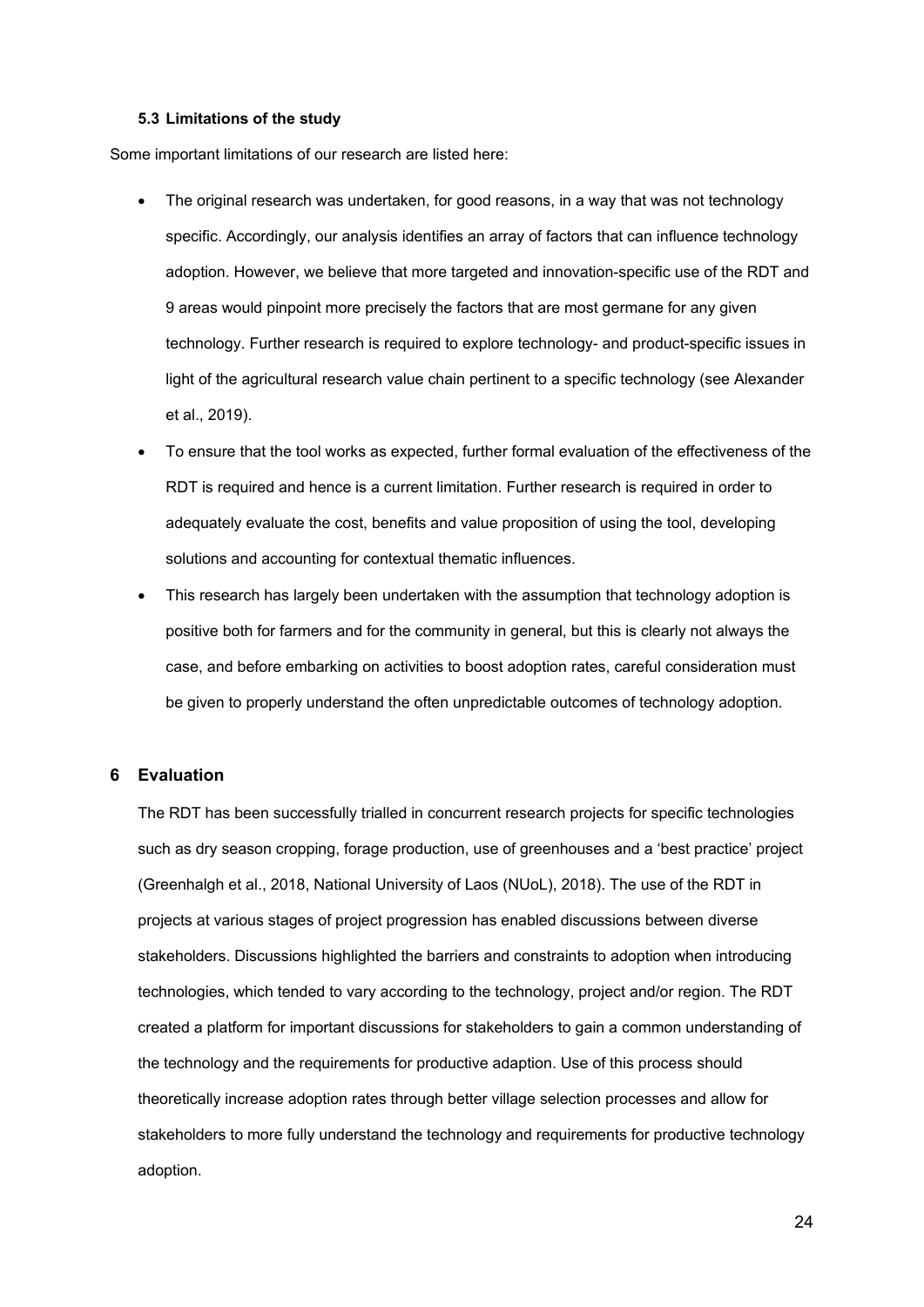### 5.3 Limitations of the study

Some important limitations of our research are listed here:

- The original research was undertaken, for good reasons, in a way that was not technology specific. Accordingly, our analysis identifies an array of factors that can influence technology adoption. However, we believe that more targeted and innovation-specific use of the RDT and 9 areas would pinpoint more precisely the factors that are most germane for any given technology. Further research is required to explore technology- and product-specific issues in light of the agricultural research value chain pertinent to a specific technology (see Alexander et al., 2019).
- To ensure that the tool works as expected, further formal evaluation of the effectiveness of the RDT is required and hence is a current limitation. Further research is required in order to adequately evaluate the cost, benefits and value proposition of using the tool, developing solutions and accounting for contextual thematic influences.
- This research has largely been undertaken with the assumption that technology adoption is positive both for farmers and for the community in general, but this is clearly not always the case, and before embarking on activities to boost adoption rates, careful consideration must be given to properly understand the often unpredictable outcomes of technology adoption.

## 6 Evaluation

The RDT has been successfully trialled in concurrent research projects for specific technologies such as dry season cropping, forage production, use of greenhouses and a 'best practice' project (Greenhalgh et al., 2018, National University of Laos (NUoL), 2018). The use of the RDT in projects at various stages of project progression has enabled discussions between diverse stakeholders. Discussions highlighted the barriers and constraints to adoption when introducing technologies, which tended to vary according to the technology, project and/or region. The RDT created a platform for important discussions for stakeholders to gain a common understanding of the technology and the requirements for productive adaption. Use of this process should theoretically increase adoption rates through better village selection processes and allow for stakeholders to more fully understand the technology and requirements for productive technology adoption.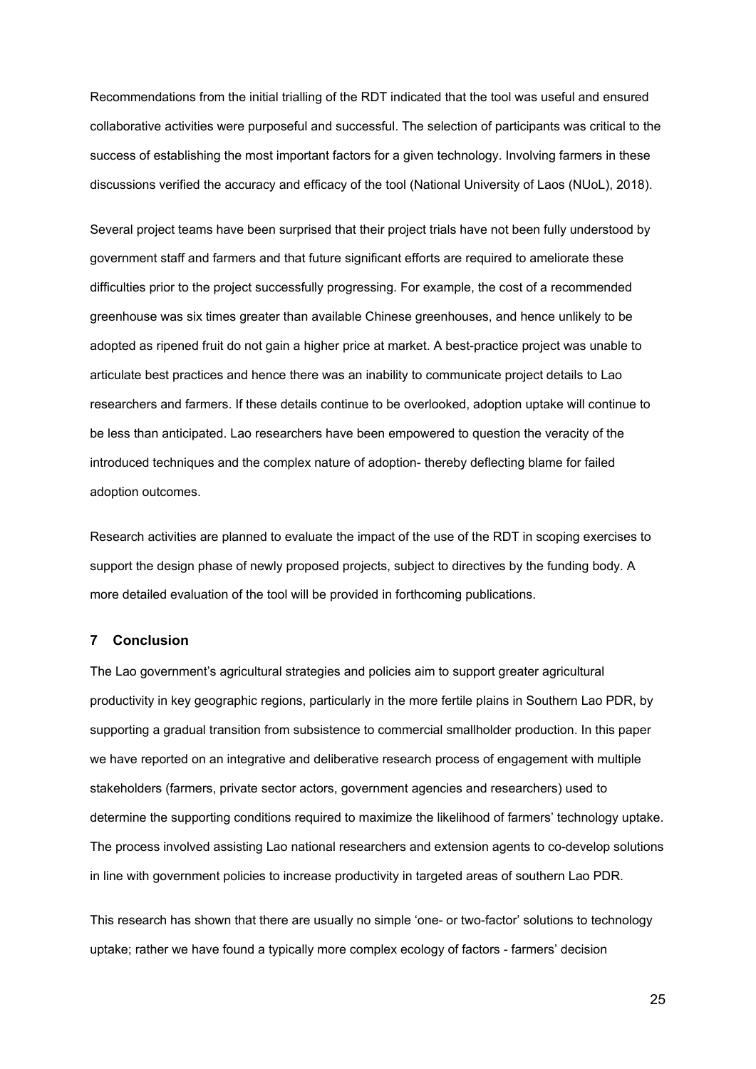Recommendations from the initial trialling of the RDT indicated that the tool was useful and ensured collaborative activities were purposeful and successful. The selection of participants was critical to the success of establishing the most important factors for a given technology. Involving farmers in these discussions verified the accuracy and efficacy of the tool (National University of Laos (NUoL), 2018).

Several project teams have been surprised that their project trials have not been fully understood by government staff and farmers and that future significant efforts are required to ameliorate these difficulties prior to the project successfully progressing. For example, the cost of a recommended greenhouse was six times greater than available Chinese greenhouses, and hence unlikely to be adopted as ripened fruit do not gain a higher price at market. A best-practice project was unable to articulate best practices and hence there was an inability to communicate project details to Lao researchers and farmers. If these details continue to be overlooked, adoption uptake will continue to be less than anticipated. Lao researchers have been empowered to question the veracity of the introduced techniques and the complex nature of adoption- thereby deflecting blame for failed adoption outcomes.

Research activities are planned to evaluate the impact of the use of the RDT in scoping exercises to support the design phase of newly proposed projects, subject to directives by the funding body. A more detailed evaluation of the tool will be provided in forthcoming publications.

## 7 Conclusion

The Lao government's agricultural strategies and policies aim to support greater agricultural productivity in key geographic regions, particularly in the more fertile plains in Southern Lao PDR, by supporting a gradual transition from subsistence to commercial smallholder production. In this paper we have reported on an integrative and deliberative research process of engagement with multiple stakeholders (farmers, private sector actors, government agencies and researchers) used to determine the supporting conditions required to maximize the likelihood of farmers' technology uptake. The process involved assisting Lao national researchers and extension agents to co-develop solutions in line with government policies to increase productivity in targeted areas of southern Lao PDR.

This research has shown that there are usually no simple 'one- or two-factor' solutions to technology uptake; rather we have found a typically more complex ecology of factors - farmers' decision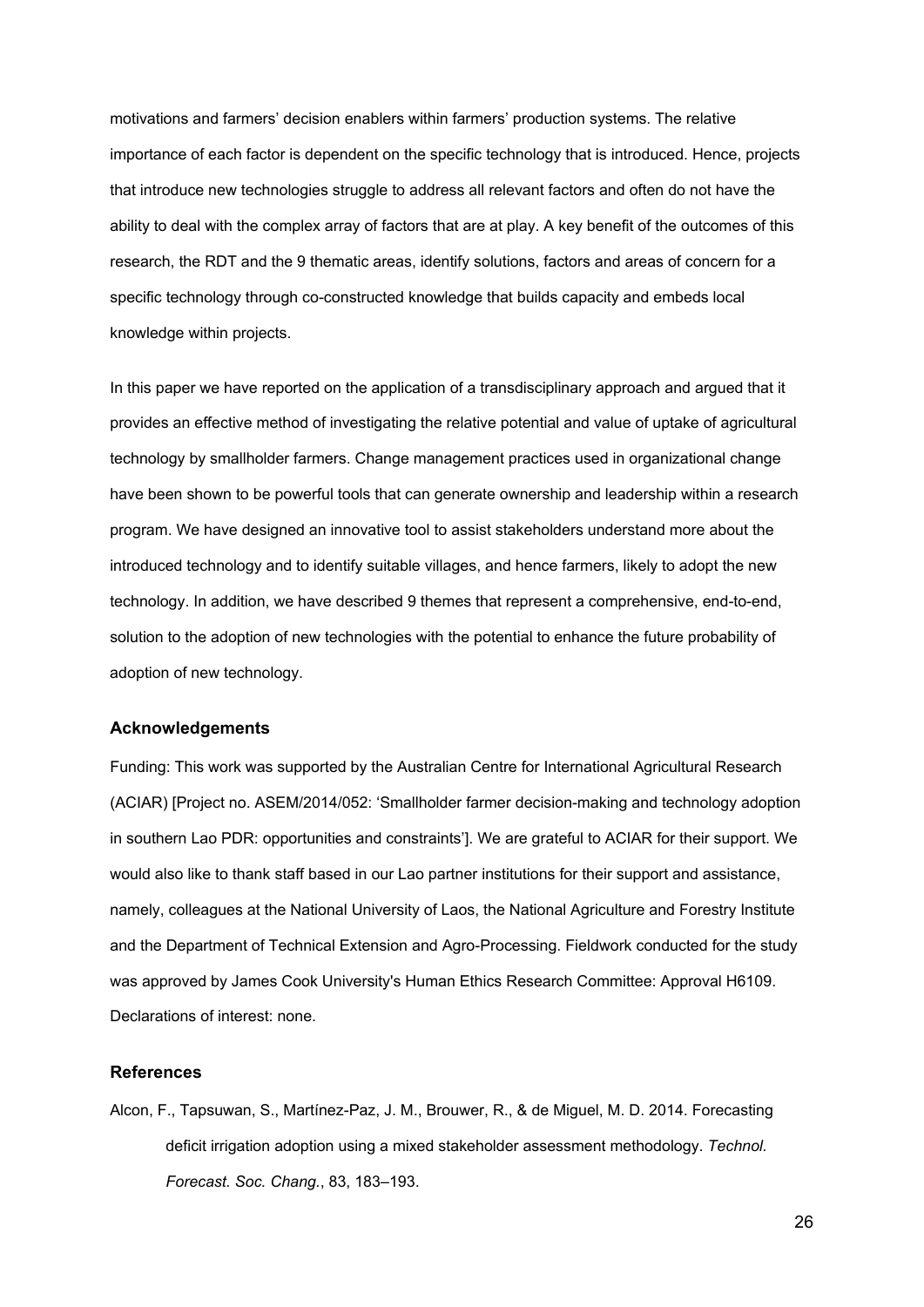motivations and farmers' decision enablers within farmers' production systems. The relative importance of each factor is dependent on the specific technology that is introduced. Hence, projects that introduce new technologies struggle to address all relevant factors and often do not have the ability to deal with the complex array of factors that are at play. A key benefit of the outcomes of this research, the RDT and the 9 thematic areas, identify solutions, factors and areas of concern for a specific technology through co-constructed knowledge that builds capacity and embeds local knowledge within projects.

In this paper we have reported on the application of a transdisciplinary approach and argued that it provides an effective method of investigating the relative potential and value of uptake of agricultural technology by smallholder farmers. Change management practices used in organizational change have been shown to be powerful tools that can generate ownership and leadership within a research program. We have designed an innovative tool to assist stakeholders understand more about the introduced technology and to identify suitable villages, and hence farmers, likely to adopt the new technology. In addition, we have described 9 themes that represent a comprehensive, end-to-end, solution to the adoption of new technologies with the potential to enhance the future probability of adoption of new technology.

### Acknowledgements

Funding: This work was supported by the Australian Centre for International Agricultural Research (ACIAR) [Project no. ASEM/2014/052: 'Smallholder farmer decision-making and technology adoption in southern Lao PDR: opportunities and constraints']. We are grateful to ACIAR for their support. We would also like to thank staff based in our Lao partner institutions for their support and assistance, namely, colleagues at the National University of Laos, the National Agriculture and Forestry Institute and the Department of Technical Extension and Agro-Processing. Fieldwork conducted for the study was approved by James Cook University's Human Ethics Research Committee: Approval H6109. Declarations of interest: none.

### References

Alcon, F., Tapsuwan, S., Martínez-Paz, J. M., Brouwer, R., & de Miguel, M. D. 2014. Forecasting deficit irrigation adoption using a mixed stakeholder assessment methodology. *Technol. Forecast. Soc. Chang.*, 83, 183–193.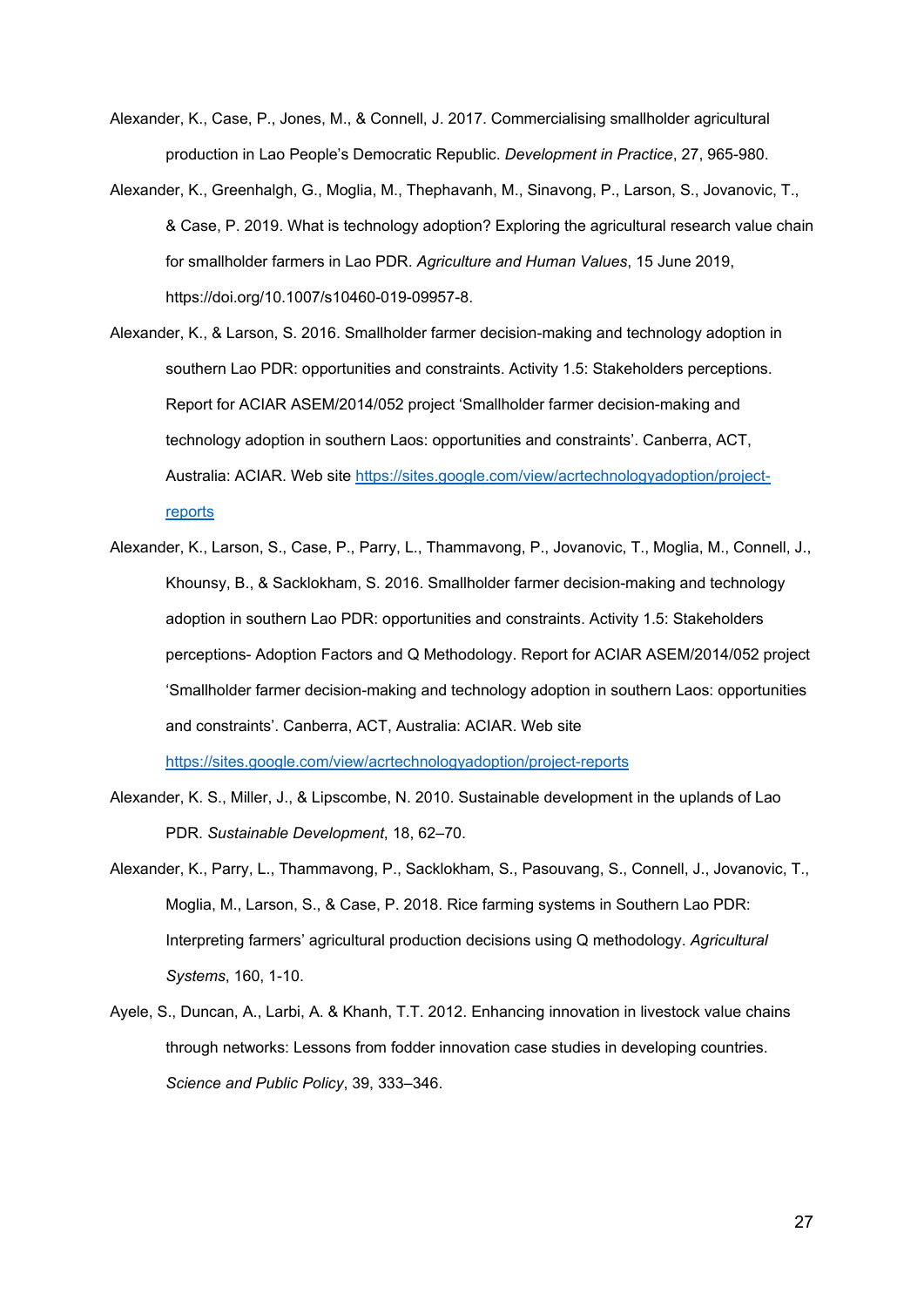Alexander, K., Case, P., Jones, M., & Connell, J. 2017. Commercialising smallholder agricultural production in Lao People's Democratic Republic. *Development in Practice*, 27, 965-980.

Alexander, K., Greenhalgh, G., Moglia, M., Thephavanh, M., Sinavong, P., Larson, S., Jovanovic, T., & Case, P. 2019. What is technology adoption? Exploring the agricultural research value chain for smallholder farmers in Lao PDR. *Agriculture and Human Values*, 15 June 2019, https://doi.org/10.1007/s10460-019-09957-8.

Alexander, K., & Larson, S. 2016. Smallholder farmer decision-making and technology adoption in southern Lao PDR: opportunities and constraints. Activity 1.5: Stakeholders perceptions. Report for ACIAR ASEM/2014/052 project 'Smallholder farmer decision-making and technology adoption in southern Laos: opportunities and constraints'. Canberra, ACT, Australia: ACIAR. Web site [https://sites.google.com/view/acrtechnologyadoption/project-reports](https://sites.google.com/view/acrtechnologyadoption/project-reports)

Alexander, K., Larson, S., Case, P., Parry, L., Thammavong, P., Jovanovic, T., Moglia, M., Connell, J., Khounsy, B., & Sacklokham, S. 2016. Smallholder farmer decision-making and technology adoption in southern Lao PDR: opportunities and constraints. Activity 1.5: Stakeholders perceptions- Adoption Factors and Q Methodology. Report for ACIAR ASEM/2014/052 project 'Smallholder farmer decision-making and technology adoption in southern Laos: opportunities and constraints'. Canberra, ACT, Australia: ACIAR. Web site [https://sites.google.com/view/acrtechnologyadoption/project-reports](https://sites.google.com/view/acrtechnologyadoption/project-reports)

Alexander, K. S., Miller, J., & Lipscombe, N. 2010. Sustainable development in the uplands of Lao PDR. *Sustainable Development*, 18, 62–70.

Alexander, K., Parry, L., Thammavong, P., Sacklokham, S., Pasouvang, S., Connell, J., Jovanovic, T., Moglia, M., Larson, S., & Case, P. 2018. Rice farming systems in Southern Lao PDR: Interpreting farmers' agricultural production decisions using Q methodology. *Agricultural Systems*, 160, 1-10.

Ayele, S., Duncan, A., Larbi, A. & Khanh, T.T. 2012. Enhancing innovation in livestock value chains through networks: Lessons from fodder innovation case studies in developing countries. *Science and Public Policy*, 39, 333–346.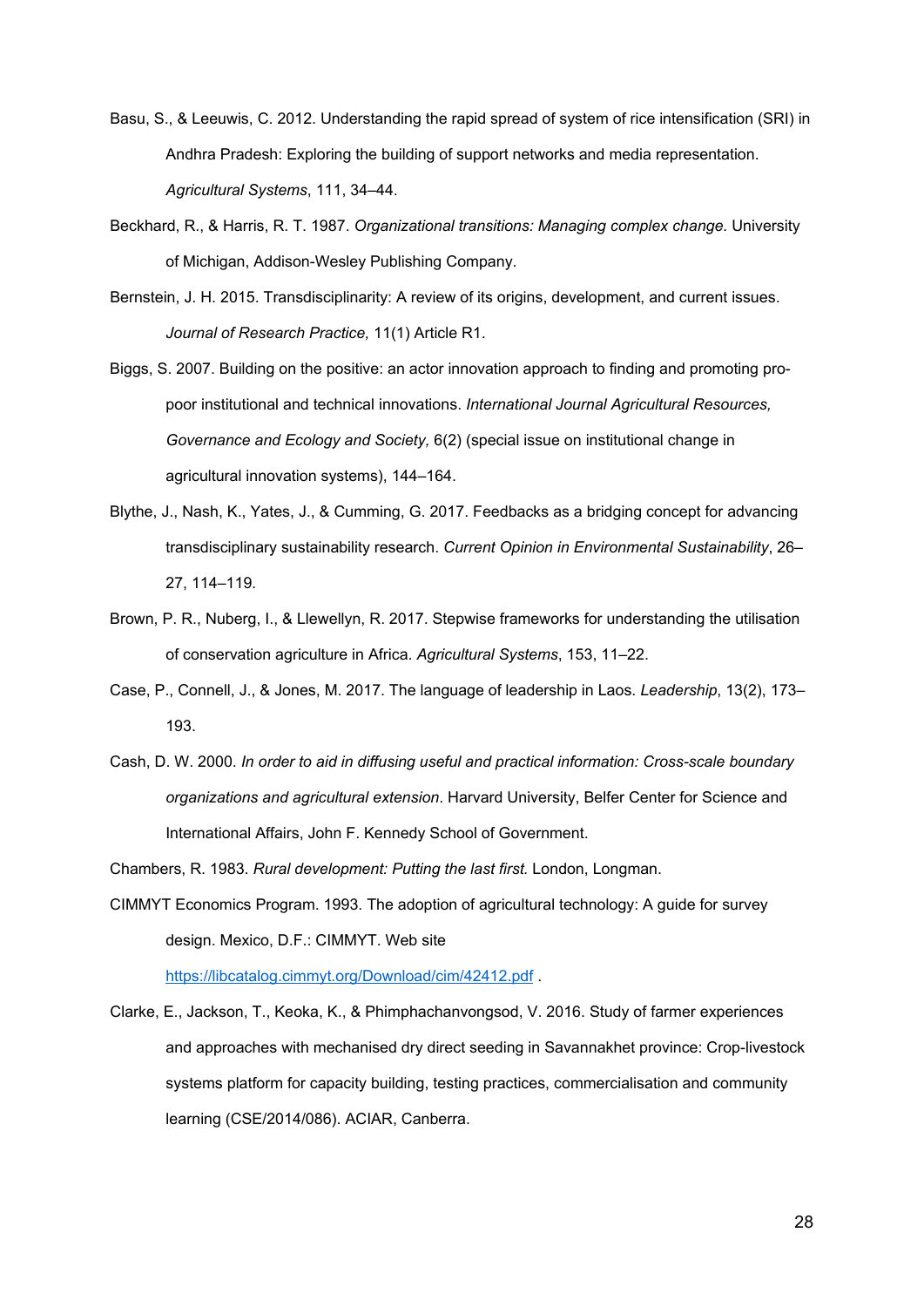Basu, S., & Leeuwis, C. 2012. Understanding the rapid spread of system of rice intensification (SRI) in Andhra Pradesh: Exploring the building of support networks and media representation. *Agricultural Systems*, 111, 34–44.

Beckhard, R., & Harris, R. T. 1987. *Organizational transitions: Managing complex change.* University of Michigan, Addison-Wesley Publishing Company.

Bernstein, J. H. 2015. Transdisciplinarity: A review of its origins, development, and current issues. *Journal of Research Practice,* 11(1) Article R1.

Biggs, S. 2007. Building on the positive: an actor innovation approach to finding and promoting pro-poor institutional and technical innovations. *International Journal Agricultural Resources, Governance and Ecology and Society,* 6(2) (special issue on institutional change in agricultural innovation systems), 144–164.

Blythe, J., Nash, K., Yates, J., & Cumming, G. 2017. Feedbacks as a bridging concept for advancing transdisciplinary sustainability research. *Current Opinion in Environmental Sustainability*, 26–27, 114–119.

Brown, P. R., Nuberg, I., & Llewellyn, R. 2017. Stepwise frameworks for understanding the utilisation of conservation agriculture in Africa. *Agricultural Systems*, 153, 11–22.

Case, P., Connell, J., & Jones, M. 2017. The language of leadership in Laos. *Leadership*, 13(2), 173–193.

Cash, D. W. 2000. *In order to aid in diffusing useful and practical information: Cross-scale boundary organizations and agricultural extension*. Harvard University, Belfer Center for Science and International Affairs, John F. Kennedy School of Government.

Chambers, R. 1983. *Rural development: Putting the last first.* London, Longman.

CIMMYT Economics Program. 1993. The adoption of agricultural technology: A guide for survey design. Mexico, D.F.: CIMMYT. Web site https://libcatalog.cimmyt.org/Download/cim/42412.pdf .

Clarke, E., Jackson, T., Keoka, K., & Phimphachanvongsod, V. 2016. Study of farmer experiences and approaches with mechanised dry direct seeding in Savannakhet province: Crop-livestock systems platform for capacity building, testing practices, commercialisation and community learning (CSE/2014/086). ACIAR, Canberra.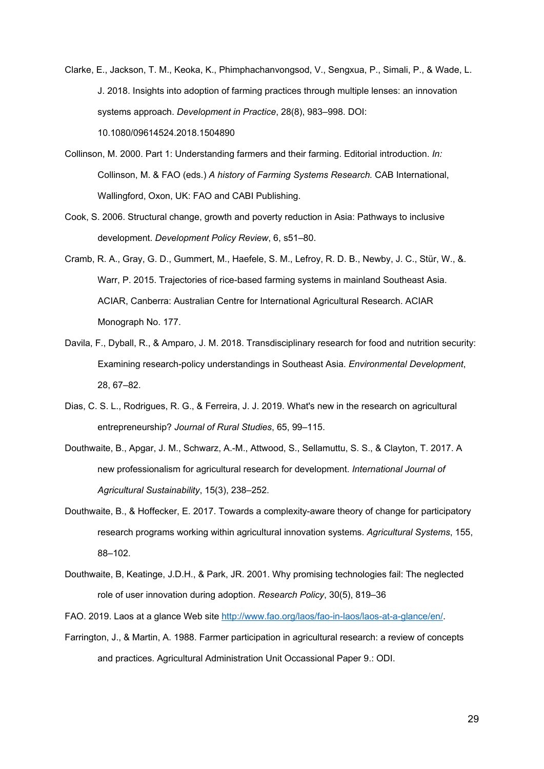Clarke, E., Jackson, T. M., Keoka, K., Phimphachanvongsod, V., Sengxua, P., Simali, P., & Wade, L. J. 2018. Insights into adoption of farming practices through multiple lenses: an innovation systems approach. *Development in Practice*, 28(8), 983–998. DOI: 10.1080/09614524.2018.1504890

Collinson, M. 2000. Part 1: Understanding farmers and their farming. Editorial introduction. *In:* Collinson, M. & FAO (eds.) *A history of Farming Systems Research.* CAB International, Wallingford, Oxon, UK: FAO and CABI Publishing.

Cook, S. 2006. Structural change, growth and poverty reduction in Asia: Pathways to inclusive development. *Development Policy Review*, 6, s51–80.

Cramb, R. A., Gray, G. D., Gummert, M., Haefele, S. M., Lefroy, R. D. B., Newby, J. C., Stür, W., &. Warr, P. 2015. Trajectories of rice-based farming systems in mainland Southeast Asia. ACIAR, Canberra: Australian Centre for International Agricultural Research. ACIAR Monograph No. 177.

Davila, F., Dyball, R., & Amparo, J. M. 2018. Transdisciplinary research for food and nutrition security: Examining research-policy understandings in Southeast Asia. *Environmental Development*, 28, 67–82.

Dias, C. S. L., Rodrigues, R. G., & Ferreira, J. J. 2019. What's new in the research on agricultural entrepreneurship? *Journal of Rural Studies*, 65, 99–115.

Douthwaite, B., Apgar, J. M., Schwarz, A.-M., Attwood, S., Sellamuttu, S. S., & Clayton, T. 2017. A new professionalism for agricultural research for development. *International Journal of Agricultural Sustainability*, 15(3), 238–252.

Douthwaite, B., & Hoffecker, E. 2017. Towards a complexity-aware theory of change for participatory research programs working within agricultural innovation systems. *Agricultural Systems*, 155, 88–102.

Douthwaite, B, Keatinge, J.D.H., & Park, JR. 2001. Why promising technologies fail: The neglected role of user innovation during adoption. *Research Policy*, 30(5), 819–36

FAO. 2019. Laos at a glance Web site http://www.fao.org/laos/fao-in-laos/laos-at-a-glance/en/.

Farrington, J., & Martin, A. 1988. Farmer participation in agricultural research: a review of concepts and practices. Agricultural Administration Unit Occassional Paper 9.: ODI.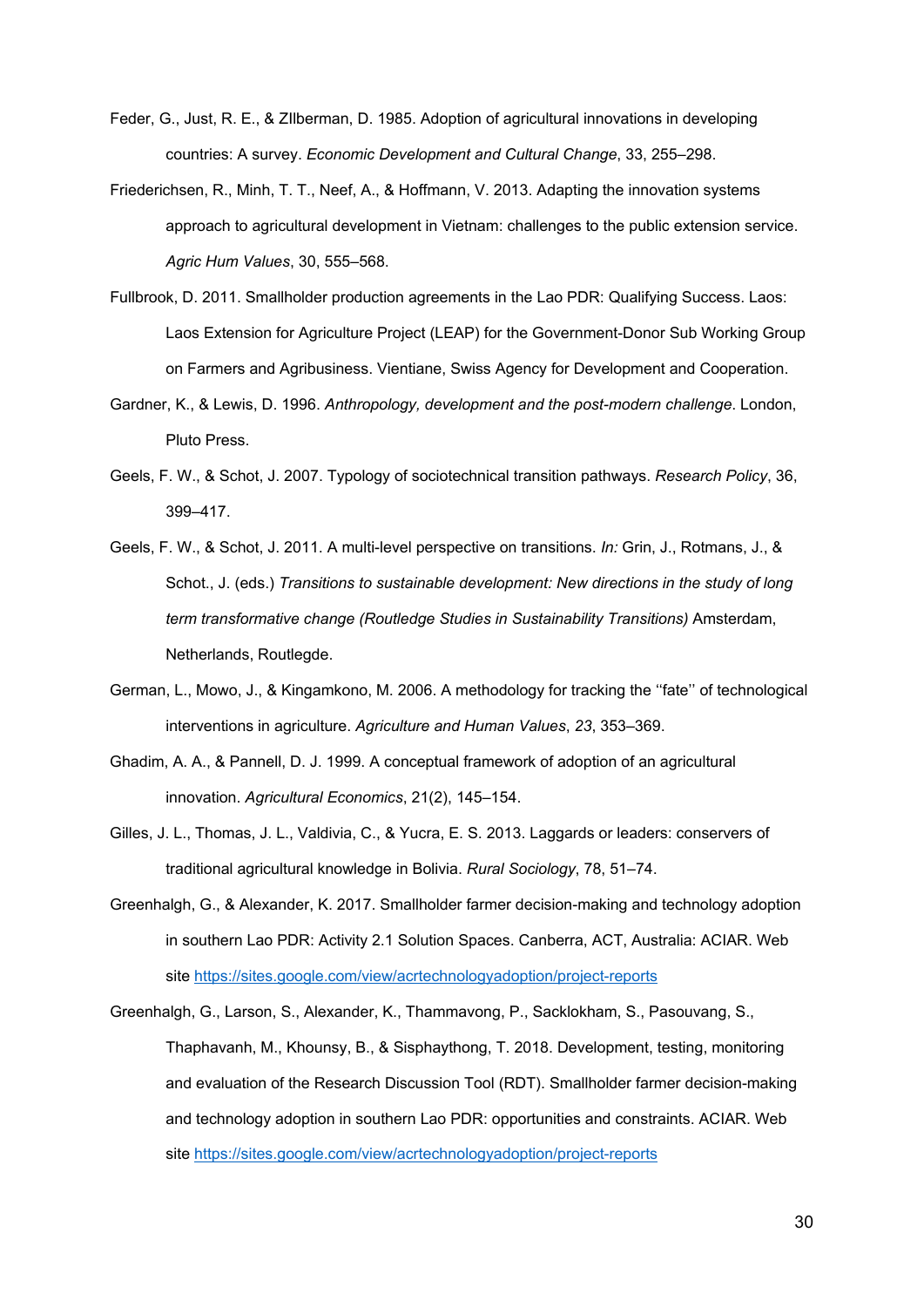Feder, G., Just, R. E., & ZIlberman, D. 1985. Adoption of agricultural innovations in developing countries: A survey. *Economic Development and Cultural Change*, 33, 255–298.

Friederichsen, R., Minh, T. T., Neef, A., & Hoffmann, V. 2013. Adapting the innovation systems approach to agricultural development in Vietnam: challenges to the public extension service. *Agric Hum Values*, 30, 555–568.

Fullbrook, D. 2011. Smallholder production agreements in the Lao PDR: Qualifying Success. Laos: Laos Extension for Agriculture Project (LEAP) for the Government-Donor Sub Working Group on Farmers and Agribusiness. Vientiane, Swiss Agency for Development and Cooperation.

Gardner, K., & Lewis, D. 1996. *Anthropology, development and the post-modern challenge*. London, Pluto Press.

Geels, F. W., & Schot, J. 2007. Typology of sociotechnical transition pathways. *Research Policy*, 36, 399–417.

Geels, F. W., & Schot, J. 2011. A multi-level perspective on transitions. *In:* Grin, J., Rotmans, J., & Schot., J. (eds.) *Transitions to sustainable development: New directions in the study of long term transformative change (Routledge Studies in Sustainability Transitions)* Amsterdam, Netherlands, Routlegde.

German, L., Mowo, J., & Kingamkono, M. 2006. A methodology for tracking the ''fate'' of technological interventions in agriculture. *Agriculture and Human Values*, *23*, 353–369.

Ghadim, A. A., & Pannell, D. J. 1999. A conceptual framework of adoption of an agricultural innovation. *Agricultural Economics*, 21(2), 145–154.

Gilles, J. L., Thomas, J. L., Valdivia, C., & Yucra, E. S. 2013. Laggards or leaders: conservers of traditional agricultural knowledge in Bolivia. *Rural Sociology*, 78, 51–74.

Greenhalgh, G., & Alexander, K. 2017. Smallholder farmer decision-making and technology adoption in southern Lao PDR: Activity 2.1 Solution Spaces. Canberra, ACT, Australia: ACIAR. Web site https://sites.google.com/view/acrtechnologyadoption/project-reports

Greenhalgh, G., Larson, S., Alexander, K., Thammavong, P., Sacklokham, S., Pasouvang, S., Thaphavanh, M., Khounsy, B., & Sisphaythong, T. 2018. Development, testing, monitoring and evaluation of the Research Discussion Tool (RDT). Smallholder farmer decision-making and technology adoption in southern Lao PDR: opportunities and constraints. ACIAR. Web site https://sites.google.com/view/acrtechnologyadoption/project-reports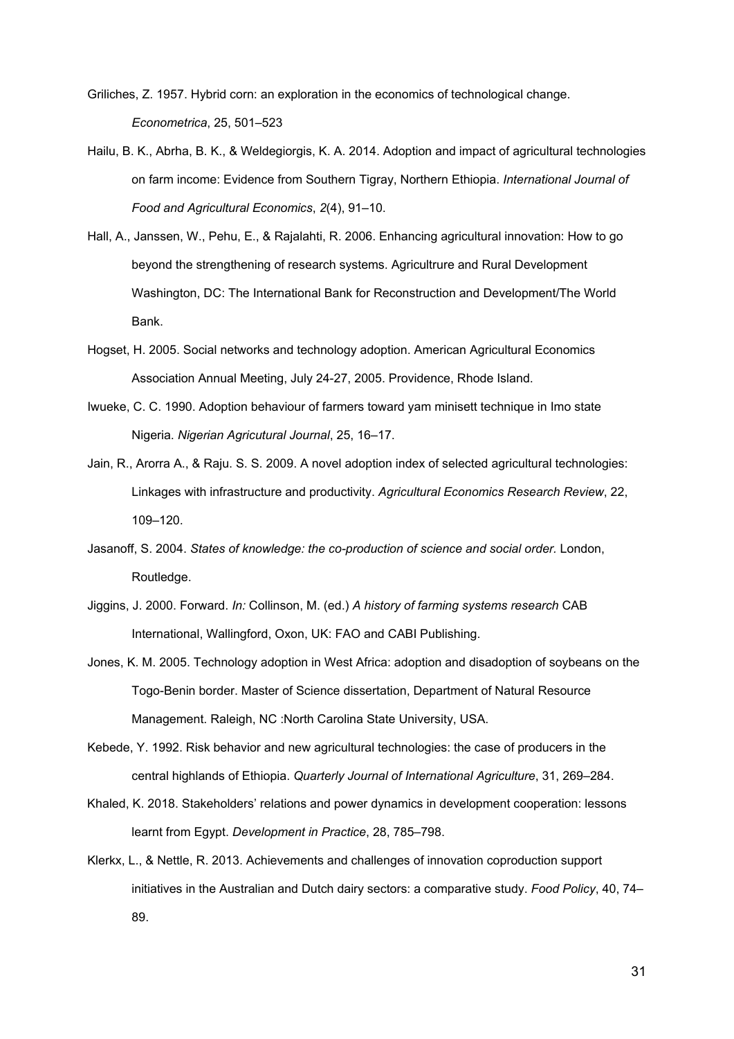Griliches, Z. 1957. Hybrid corn: an exploration in the economics of technological change. *Econometrica*, 25, 501–523

Hailu, B. K., Abrha, B. K., & Weldegiorgis, K. A. 2014. Adoption and impact of agricultural technologies on farm income: Evidence from Southern Tigray, Northern Ethiopia. *International Journal of Food and Agricultural Economics*, *2*(4), 91–10.

Hall, A., Janssen, W., Pehu, E., & Rajalahti, R. 2006. Enhancing agricultural innovation: How to go beyond the strengthening of research systems. Agricultrure and Rural Development Washington, DC: The International Bank for Reconstruction and Development/The World Bank.

Hogset, H. 2005. Social networks and technology adoption. American Agricultural Economics Association Annual Meeting, July 24-27, 2005. Providence, Rhode Island.

Iwueke, C. C. 1990. Adoption behaviour of farmers toward yam minisett technique in Imo state Nigeria. *Nigerian Agricutural Journal*, 25, 16–17.

Jain, R., Arorra A., & Raju. S. S. 2009. A novel adoption index of selected agricultural technologies: Linkages with infrastructure and productivity. *Agricultural Economics Research Review*, 22, 109–120.

Jasanoff, S. 2004. *States of knowledge: the co-production of science and social order.* London, Routledge.

Jiggins, J. 2000. Forward. *In:* Collinson, M. (ed.) *A history of farming systems research* CAB International, Wallingford, Oxon, UK: FAO and CABI Publishing.

Jones, K. M. 2005. Technology adoption in West Africa: adoption and disadoption of soybeans on the Togo-Benin border. Master of Science dissertation, Department of Natural Resource Management. Raleigh, NC :North Carolina State University, USA.

Kebede, Y. 1992. Risk behavior and new agricultural technologies: the case of producers in the central highlands of Ethiopia. *Quarterly Journal of International Agriculture*, 31, 269–284.

Khaled, K. 2018. Stakeholders' relations and power dynamics in development cooperation: lessons learnt from Egypt. *Development in Practice*, 28, 785–798.

Klerkx, L., & Nettle, R. 2013. Achievements and challenges of innovation coproduction support initiatives in the Australian and Dutch dairy sectors: a comparative study. *Food Policy*, 40, 74–89.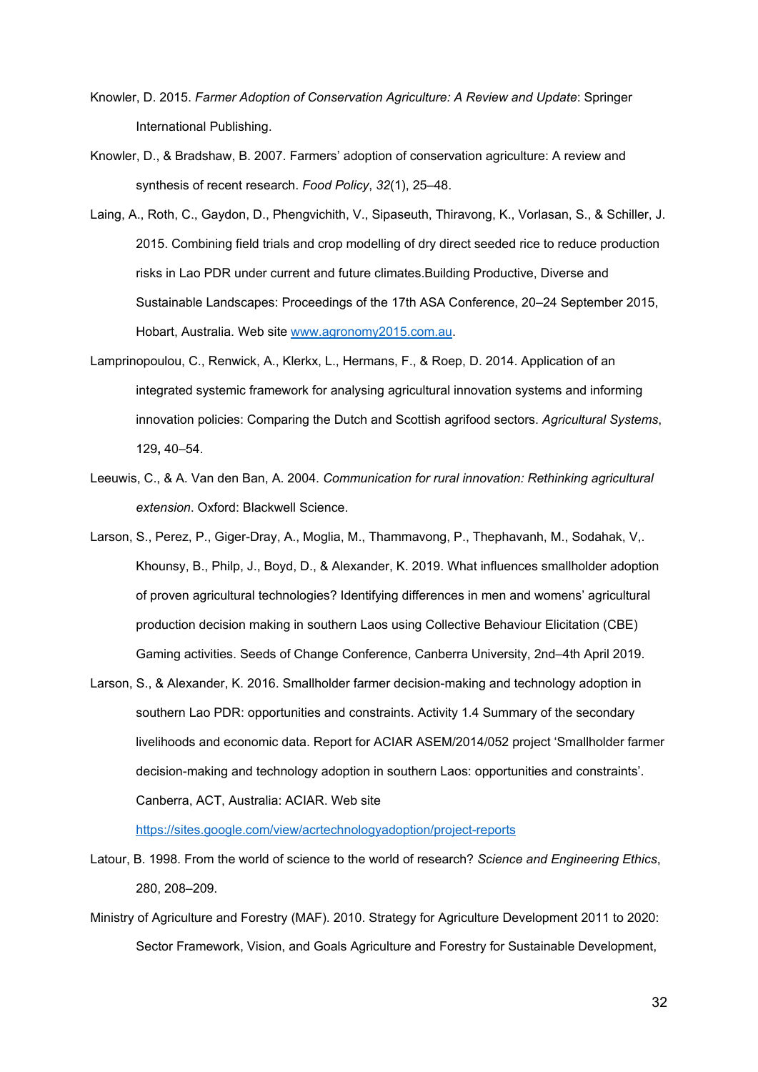Knowler, D. 2015. *Farmer Adoption of Conservation Agriculture: A Review and Update*: Springer International Publishing.

Knowler, D., & Bradshaw, B. 2007. Farmers' adoption of conservation agriculture: A review and synthesis of recent research. *Food Policy*, *32*(1), 25–48.

Laing, A., Roth, C., Gaydon, D., Phengvichith, V., Sipaseuth, Thiravong, K., Vorlasan, S., & Schiller, J. 2015. Combining field trials and crop modelling of dry direct seeded rice to reduce production risks in Lao PDR under current and future climates.Building Productive, Diverse and Sustainable Landscapes: Proceedings of the 17th ASA Conference, 20–24 September 2015, Hobart, Australia. Web site [www.agronomy2015.com.au](www.agronomy2015.com.au).

Lamprinopoulou, C., Renwick, A., Klerkx, L., Hermans, F., & Roep, D. 2014. Application of an integrated systemic framework for analysing agricultural innovation systems and informing innovation policies: Comparing the Dutch and Scottish agrifood sectors. *Agricultural Systems*, 129**,** 40–54.

Leeuwis, C., & A. Van den Ban, A. 2004. *Communication for rural innovation: Rethinking agricultural extension*. Oxford: Blackwell Science.

Larson, S., Perez, P., Giger-Dray, A., Moglia, M., Thammavong, P., Thephavanh, M., Sodahak, V,. Khounsy, B., Philp, J., Boyd, D., & Alexander, K. 2019. What influences smallholder adoption of proven agricultural technologies? Identifying differences in men and womens' agricultural production decision making in southern Laos using Collective Behaviour Elicitation (CBE) Gaming activities. Seeds of Change Conference, Canberra University, 2nd–4th April 2019.

Larson, S., & Alexander, K. 2016. Smallholder farmer decision-making and technology adoption in southern Lao PDR: opportunities and constraints. Activity 1.4 Summary of the secondary livelihoods and economic data. Report for ACIAR ASEM/2014/052 project 'Smallholder farmer decision-making and technology adoption in southern Laos: opportunities and constraints'. Canberra, ACT, Australia: ACIAR. Web site [https://sites.google.com/view/acrtechnologyadoption/project-reports](https://sites.google.com/view/acrtechnologyadoption/project-reports)

Latour, B. 1998. From the world of science to the world of research? *Science and Engineering Ethics*, 280, 208–209.

Ministry of Agriculture and Forestry (MAF). 2010. Strategy for Agriculture Development 2011 to 2020: Sector Framework, Vision, and Goals Agriculture and Forestry for Sustainable Development,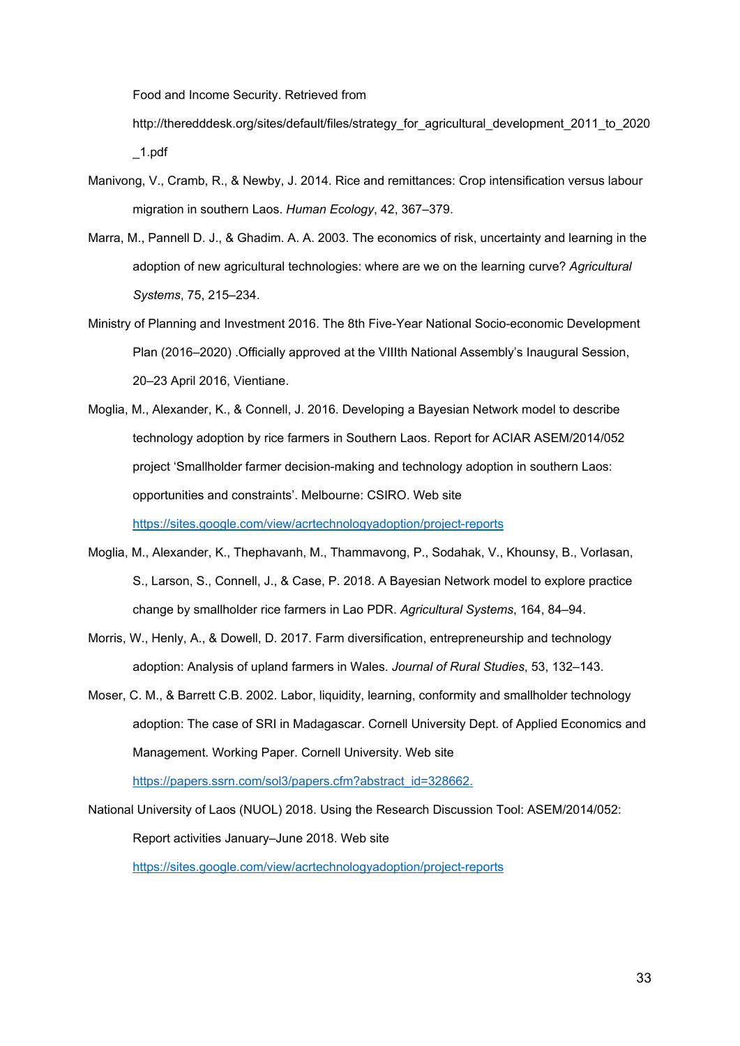Food and Income Security. Retrieved from http://theredddesk.org/sites/default/files/strategy_for_agricultural_development_2011_to_2020_1.pdf

Manivong, V., Cramb, R., & Newby, J. 2014. Rice and remittances: Crop intensification versus labour migration in southern Laos. *Human Ecology*, 42, 367–379.

Marra, M., Pannell D. J., & Ghadim. A. A. 2003. The economics of risk, uncertainty and learning in the adoption of new agricultural technologies: where are we on the learning curve? *Agricultural Systems*, 75, 215–234.

Ministry of Planning and Investment 2016. The 8th Five-Year National Socio-economic Development Plan (2016–2020) .Officially approved at the VIIIth National Assembly's Inaugural Session, 20–23 April 2016, Vientiane.

Moglia, M., Alexander, K., & Connell, J. 2016. Developing a Bayesian Network model to describe technology adoption by rice farmers in Southern Laos. Report for ACIAR ASEM/2014/052 project 'Smallholder farmer decision-making and technology adoption in southern Laos: opportunities and constraints'. Melbourne: CSIRO. Web site https://sites.google.com/view/acrtechnologyadoption/project-reports

Moglia, M., Alexander, K., Thephavanh, M., Thammavong, P., Sodahak, V., Khounsy, B., Vorlasan, S., Larson, S., Connell, J., & Case, P. 2018. A Bayesian Network model to explore practice change by smallholder rice farmers in Lao PDR. *Agricultural Systems*, 164, 84–94.

Morris, W., Henly, A., & Dowell, D. 2017. Farm diversification, entrepreneurship and technology adoption: Analysis of upland farmers in Wales. *Journal of Rural Studies*, 53, 132–143.

Moser, C. M., & Barrett C.B. 2002. Labor, liquidity, learning, conformity and smallholder technology adoption: The case of SRI in Madagascar. Cornell University Dept. of Applied Economics and Management. Working Paper. Cornell University. Web site https://papers.ssrn.com/sol3/papers.cfm?abstract_id=328662.

National University of Laos (NUOL) 2018. Using the Research Discussion Tool: ASEM/2014/052: Report activities January–June 2018. Web site https://sites.google.com/view/acrtechnologyadoption/project-reports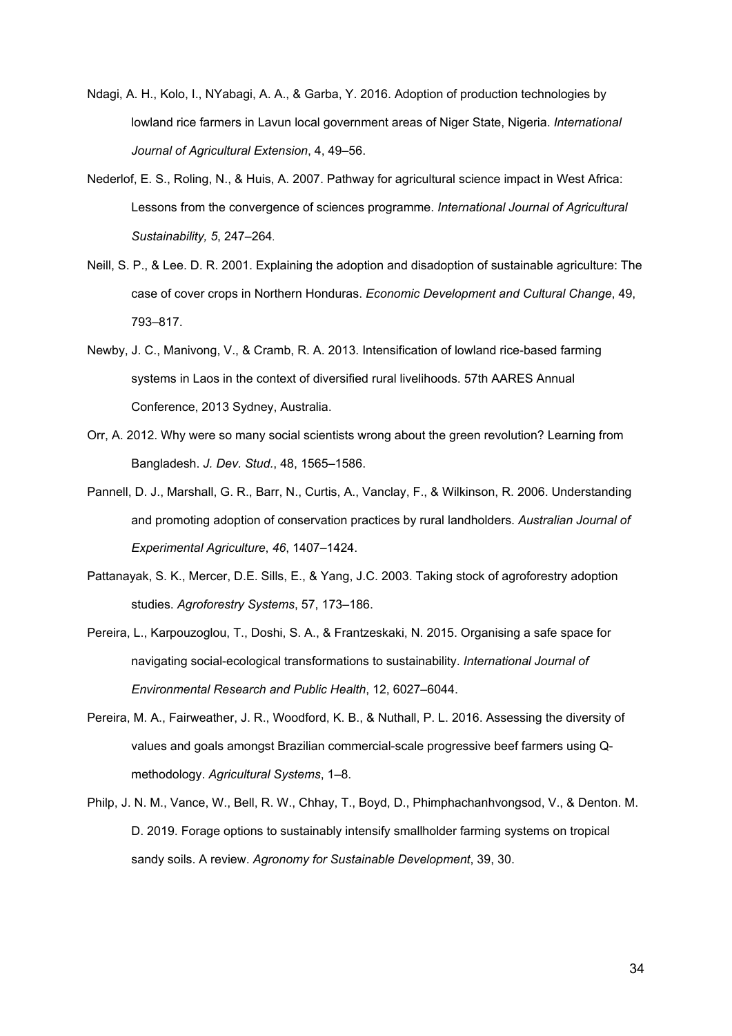Ndagi, A. H., Kolo, I., NYabagi, A. A., & Garba, Y. 2016. Adoption of production technologies by lowland rice farmers in Lavun local government areas of Niger State, Nigeria. *International Journal of Agricultural Extension*, 4, 49–56.

Nederlof, E. S., Roling, N., & Huis, A. 2007. Pathway for agricultural science impact in West Africa: Lessons from the convergence of sciences programme. *International Journal of Agricultural Sustainability, 5*, 247–264.

Neill, S. P., & Lee. D. R. 2001. Explaining the adoption and disadoption of sustainable agriculture: The case of cover crops in Northern Honduras. *Economic Development and Cultural Change*, 49, 793–817.

Newby, J. C., Manivong, V., & Cramb, R. A. 2013. Intensification of lowland rice-based farming systems in Laos in the context of diversified rural livelihoods. 57th AARES Annual Conference, 2013 Sydney, Australia.

Orr, A. 2012. Why were so many social scientists wrong about the green revolution? Learning from Bangladesh. *J. Dev. Stud.*, 48, 1565–1586.

Pannell, D. J., Marshall, G. R., Barr, N., Curtis, A., Vanclay, F., & Wilkinson, R. 2006. Understanding and promoting adoption of conservation practices by rural landholders. *Australian Journal of Experimental Agriculture*, *46*, 1407–1424.

Pattanayak, S. K., Mercer, D.E. Sills, E., & Yang, J.C. 2003. Taking stock of agroforestry adoption studies. *Agroforestry Systems*, 57, 173–186.

Pereira, L., Karpouzoglou, T., Doshi, S. A., & Frantzeskaki, N. 2015. Organising a safe space for navigating social-ecological transformations to sustainability. *International Journal of Environmental Research and Public Health*, 12, 6027–6044.

Pereira, M. A., Fairweather, J. R., Woodford, K. B., & Nuthall, P. L. 2016. Assessing the diversity of values and goals amongst Brazilian commercial-scale progressive beef farmers using Q-methodology. *Agricultural Systems*, 1–8.

Philp, J. N. M., Vance, W., Bell, R. W., Chhay, T., Boyd, D., Phimphachanhvongsod, V., & Denton. M. D. 2019. Forage options to sustainably intensify smallholder farming systems on tropical sandy soils. A review. *Agronomy for Sustainable Development*, 39, 30.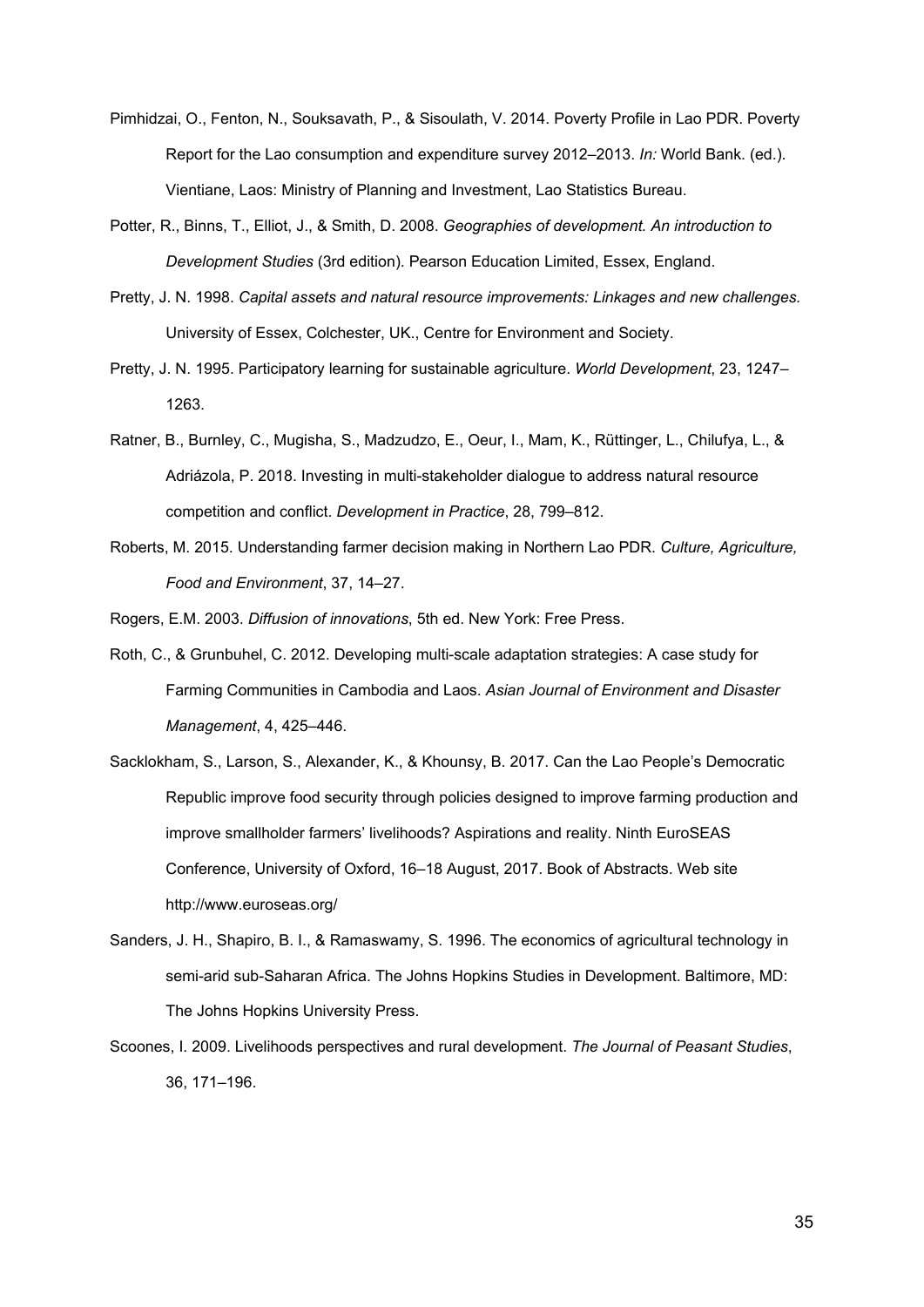Pimhidzai, O., Fenton, N., Souksavath, P., & Sisoulath, V. 2014. Poverty Profile in Lao PDR. Poverty Report for the Lao consumption and expenditure survey 2012–2013. *In:* World Bank. (ed.). Vientiane, Laos: Ministry of Planning and Investment, Lao Statistics Bureau.

Potter, R., Binns, T., Elliot, J., & Smith, D. 2008. *Geographies of development. An introduction to Development Studies* (3rd edition). Pearson Education Limited, Essex, England.

Pretty, J. N. 1998. *Capital assets and natural resource improvements: Linkages and new challenges.* University of Essex, Colchester, UK., Centre for Environment and Society.

Pretty, J. N. 1995. Participatory learning for sustainable agriculture. *World Development*, 23, 1247–1263.

Ratner, B., Burnley, C., Mugisha, S., Madzudzo, E., Oeur, I., Mam, K., Rüttinger, L., Chilufya, L., & Adriázola, P. 2018. Investing in multi-stakeholder dialogue to address natural resource competition and conflict. *Development in Practice*, 28, 799–812.

Roberts, M. 2015. Understanding farmer decision making in Northern Lao PDR. *Culture, Agriculture, Food and Environment*, 37, 14–27.

Rogers, E.M. 2003. *Diffusion of innovations*, 5th ed. New York: Free Press.

Roth, C., & Grunbuhel, C. 2012. Developing multi-scale adaptation strategies: A case study for Farming Communities in Cambodia and Laos. *Asian Journal of Environment and Disaster Management*, 4, 425–446.

Sacklokham, S., Larson, S., Alexander, K., & Khounsy, B. 2017. Can the Lao People's Democratic Republic improve food security through policies designed to improve farming production and improve smallholder farmers' livelihoods? Aspirations and reality. Ninth EuroSEAS Conference, University of Oxford, 16–18 August, 2017. Book of Abstracts. Web site http://www.euroseas.org/

Sanders, J. H., Shapiro, B. I., & Ramaswamy, S. 1996. The economics of agricultural technology in semi-arid sub-Saharan Africa. The Johns Hopkins Studies in Development. Baltimore, MD: The Johns Hopkins University Press.

Scoones, I. 2009. Livelihoods perspectives and rural development. *The Journal of Peasant Studies*, 36, 171–196.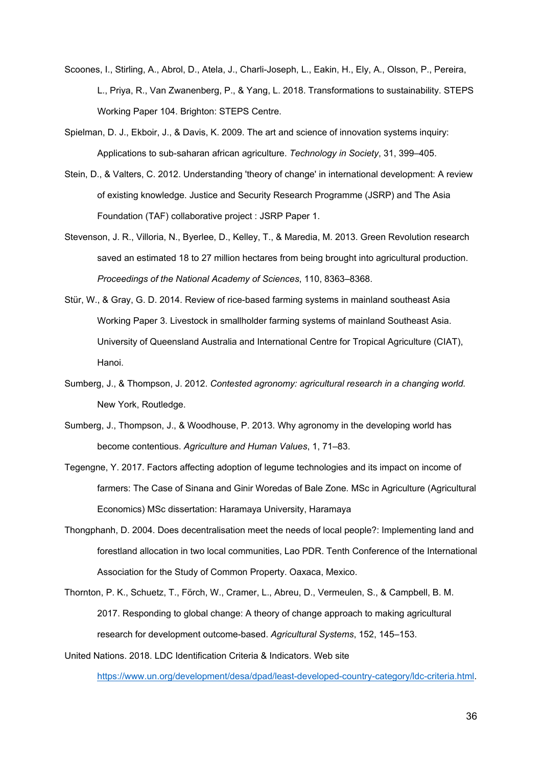Scoones, I., Stirling, A., Abrol, D., Atela, J., Charli-Joseph, L., Eakin, H., Ely, A., Olsson, P., Pereira, L., Priya, R., Van Zwanenberg, P., & Yang, L. 2018. Transformations to sustainability. STEPS Working Paper 104. Brighton: STEPS Centre.

Spielman, D. J., Ekboir, J., & Davis, K. 2009. The art and science of innovation systems inquiry: Applications to sub-saharan african agriculture. *Technology in Society*, 31, 399–405.

Stein, D., & Valters, C. 2012. Understanding 'theory of change' in international development: A review of existing knowledge. Justice and Security Research Programme (JSRP) and The Asia Foundation (TAF) collaborative project : JSRP Paper 1.

Stevenson, J. R., Villoria, N., Byerlee, D., Kelley, T., & Maredia, M. 2013. Green Revolution research saved an estimated 18 to 27 million hectares from being brought into agricultural production. *Proceedings of the National Academy of Sciences*, 110, 8363–8368.

Stür, W., & Gray, G. D. 2014. Review of rice-based farming systems in mainland southeast Asia Working Paper 3. Livestock in smallholder farming systems of mainland Southeast Asia. University of Queensland Australia and International Centre for Tropical Agriculture (CIAT), Hanoi.

Sumberg, J., & Thompson, J. 2012. *Contested agronomy: agricultural research in a changing world.* New York, Routledge.

Sumberg, J., Thompson, J., & Woodhouse, P. 2013. Why agronomy in the developing world has become contentious. *Agriculture and Human Values*, 1, 71–83.

Tegengne, Y. 2017. Factors affecting adoption of legume technologies and its impact on income of farmers: The Case of Sinana and Ginir Woredas of Bale Zone. MSc in Agriculture (Agricultural Economics) MSc dissertation: Haramaya University, Haramaya

Thongphanh, D. 2004. Does decentralisation meet the needs of local people?: Implementing land and forestland allocation in two local communities, Lao PDR. Tenth Conference of the International Association for the Study of Common Property. Oaxaca, Mexico.

Thornton, P. K., Schuetz, T., Förch, W., Cramer, L., Abreu, D., Vermeulen, S., & Campbell, B. M. 2017. Responding to global change: A theory of change approach to making agricultural research for development outcome-based. *Agricultural Systems*, 152, 145–153.

United Nations. 2018. LDC Identification Criteria & Indicators. Web site https://www.un.org/development/desa/dpad/least-developed-country-category/ldc-criteria.html.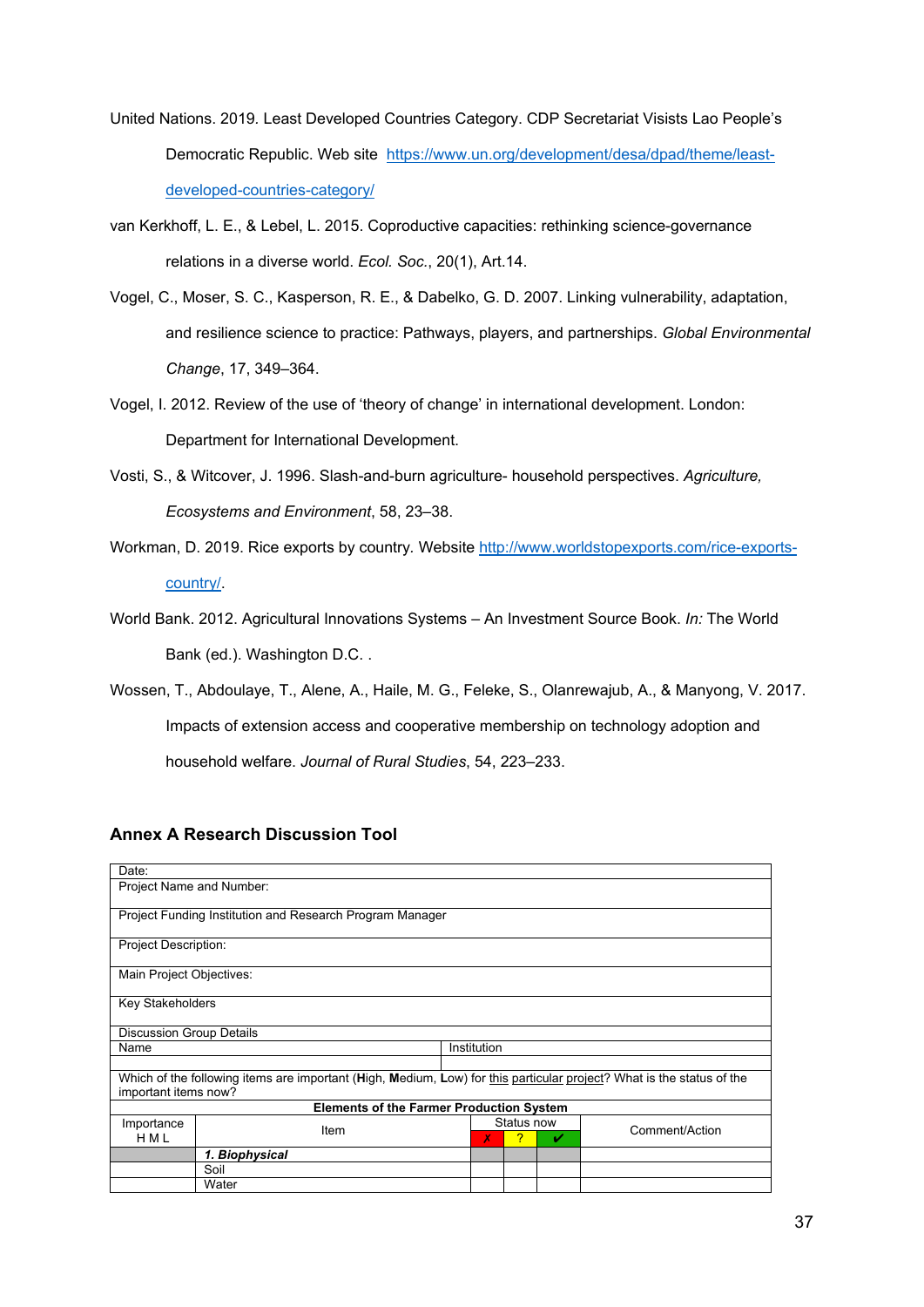United Nations. 2019. Least Developed Countries Category. CDP Secretariat Visists Lao People's Democratic Republic. Web site https://www.un.org/development/desa/dpad/theme/least-developed-countries-category/

van Kerkhoff, L. E., & Lebel, L. 2015. Coproductive capacities: rethinking science-governance relations in a diverse world. *Ecol. Soc.*, 20(1), Art.14.

Vogel, C., Moser, S. C., Kasperson, R. E., & Dabelko, G. D. 2007. Linking vulnerability, adaptation, and resilience science to practice: Pathways, players, and partnerships. *Global Environmental Change*, 17, 349–364.

Vogel, I. 2012. Review of the use of 'theory of change' in international development. London: Department for International Development.

Vosti, S., & Witcover, J. 1996. Slash-and-burn agriculture- household perspectives. *Agriculture, Ecosystems and Environment*, 58, 23–38.

Workman, D. 2019. Rice exports by country. Website http://www.worldstopexports.com/rice-exports-country/.

World Bank. 2012. Agricultural Innovations Systems – An Investment Source Book. *In:* The World Bank (ed.). Washington D.C. .

Wossen, T., Abdoulaye, T., Alene, A., Haile, M. G., Feleke, S., Olanrewajub, A., & Manyong, V. 2017. Impacts of extension access and cooperative membership on technology adoption and household welfare. *Journal of Rural Studies*, 54, 223–233.

### Annex A Research Discussion Tool

| Date: | | | | | |
|---|---|---|---|---|---|
| Project Name and Number: | | | | | |
| Project Funding Institution and Research Program Manager | | | | | |
| Project Description: | | | | | |
| Main Project Objectives: | | | | | |
| Key Stakeholders | | | | | |
| Discussion Group Details | | | | | |
| Name | | Institution | | | |
| | | | | | |
| Which of the following items are important (**H**igh, **M**edium, **L**ow) for this particular project? What is the status of the important items now? | | | | | |
| **Elements of the Farmer Production System** | | | | | |
| Importance H M L | Item | Status now | | | Comment/Action |
| | | ✗ | ? | ✔ | |
| | ***1. Biophysical*** | | | | |
| | Soil | | | | |
| | Water | | | | |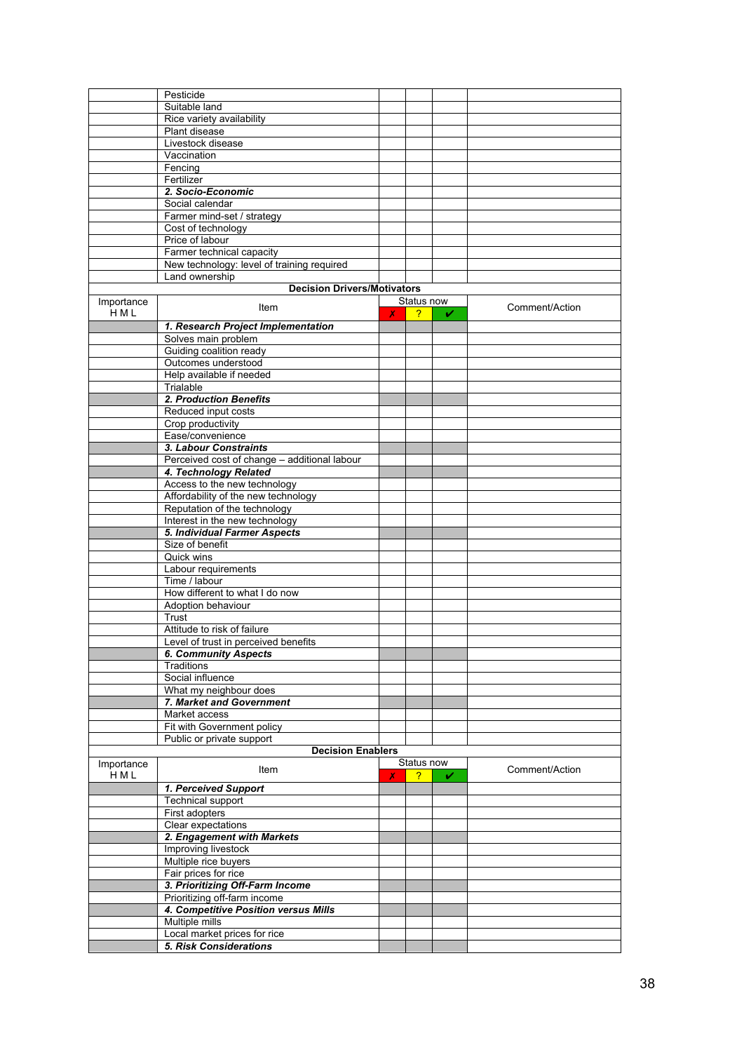| | | | | | |
|---|---|---|---|---|---|
| | Pesticide | | | | |
| | Suitable land | | | | |
| | Rice variety availability | | | | |
| | Plant disease | | | | |
| | Livestock disease | | | | |
| | Vaccination | | | | |
| | Fencing | | | | |
| | Fertilizer | | | | |
| | ***2. Socio-Economic*** | | | | |
| | Social calendar | | | | |
| | Farmer mind-set / strategy | | | | |
| | Cost of technology | | | | |
| | Price of labour | | | | |
| | Farmer technical capacity | | | | |
| | New technology: level of training required | | | | |
| | Land ownership | | | | |

**Decision Drivers/Motivators**

| Importance H M L | Item | Status now | | | Comment/Action |
|---|---|---|---|---|---|
| | | ✗ | ? | ✔ | |
| | ***1. Research Project Implementation*** | | | | |
| | Solves main problem | | | | |
| | Guiding coalition ready | | | | |
| | Outcomes understood | | | | |
| | Help available if needed | | | | |
| | Trialable | | | | |
| | ***2. Production Benefits*** | | | | |
| | Reduced input costs | | | | |
| | Crop productivity | | | | |
| | Ease/convenience | | | | |
| | ***3. Labour Constraints*** | | | | |
| | Perceived cost of change – additional labour | | | | |
| | ***4. Technology Related*** | | | | |
| | Access to the new technology | | | | |
| | Affordability of the new technology | | | | |
| | Reputation of the technology | | | | |
| | Interest in the new technology | | | | |
| | ***5. Individual Farmer Aspects*** | | | | |
| | Size of benefit | | | | |
| | Quick wins | | | | |
| | Labour requirements | | | | |
| | Time / labour | | | | |
| | How different to what I do now | | | | |
| | Adoption behaviour | | | | |
| | Trust | | | | |
| | Attitude to risk of failure | | | | |
| | Level of trust in perceived benefits | | | | |
| | ***6. Community Aspects*** | | | | |
| | Traditions | | | | |
| | Social influence | | | | |
| | What my neighbour does | | | | |
| | ***7. Market and Government*** | | | | |
| | Market access | | | | |
| | Fit with Government policy | | | | |
| | Public or private support | | | | |

**Decision Enablers**

| Importance H M L | Item | Status now | | | Comment/Action |
|---|---|---|---|---|---|
| | | ✗ | ? | ✔ | |
| | ***1. Perceived Support*** | | | | |
| | Technical support | | | | |
| | First adopters | | | | |
| | Clear expectations | | | | |
| | ***2. Engagement with Markets*** | | | | |
| | Improving livestock | | | | |
| | Multiple rice buyers | | | | |
| | Fair prices for rice | | | | |
| | ***3. Prioritizing Off-Farm Income*** | | | | |
| | Prioritizing off-farm income | | | | |
| | ***4. Competitive Position versus Mills*** | | | | |
| | Multiple mills | | | | |
| | Local market prices for rice | | | | |
| | ***5. Risk Considerations*** | | | | |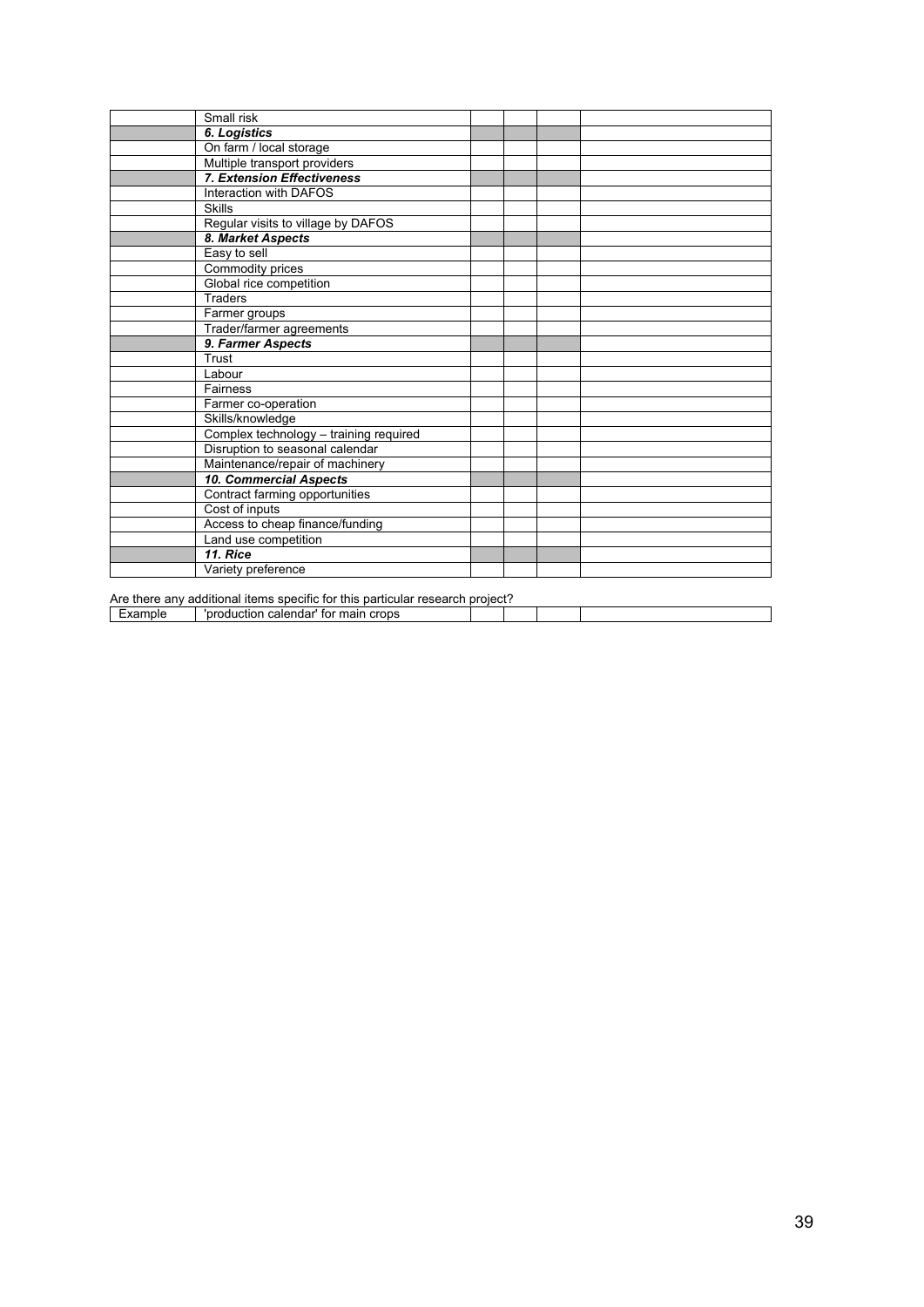| | | | | | |
|---|---|---|---|---|---|
| | Small risk | | | | |
| | ***6. Logistics*** | | | | |
| | On farm / local storage | | | | |
| | Multiple transport providers | | | | |
| | ***7. Extension Effectiveness*** | | | | |
| | Interaction with DAFOS | | | | |
| | Skills | | | | |
| | Regular visits to village by DAFOS | | | | |
| | ***8. Market Aspects*** | | | | |
| | Easy to sell | | | | |
| | Commodity prices | | | | |
| | Global rice competition | | | | |
| | Traders | | | | |
| | Farmer groups | | | | |
| | Trader/farmer agreements | | | | |
| | ***9. Farmer Aspects*** | | | | |
| | Trust | | | | |
| | Labour | | | | |
| | Fairness | | | | |
| | Farmer co-operation | | | | |
| | Skills/knowledge | | | | |
| | Complex technology – training required | | | | |
| | Disruption to seasonal calendar | | | | |
| | Maintenance/repair of machinery | | | | |
| | ***10. Commercial Aspects*** | | | | |
| | Contract farming opportunities | | | | |
| | Cost of inputs | | | | |
| | Access to cheap finance/funding | | | | |
| | Land use competition | | | | |
| | ***11. Rice*** | | | | |
| | Variety preference | | | | |

Are there any additional items specific for this particular research project?

| | | | | | |
|---|---|---|---|---|---|
| Example | 'production calendar' for main crops | | | | |